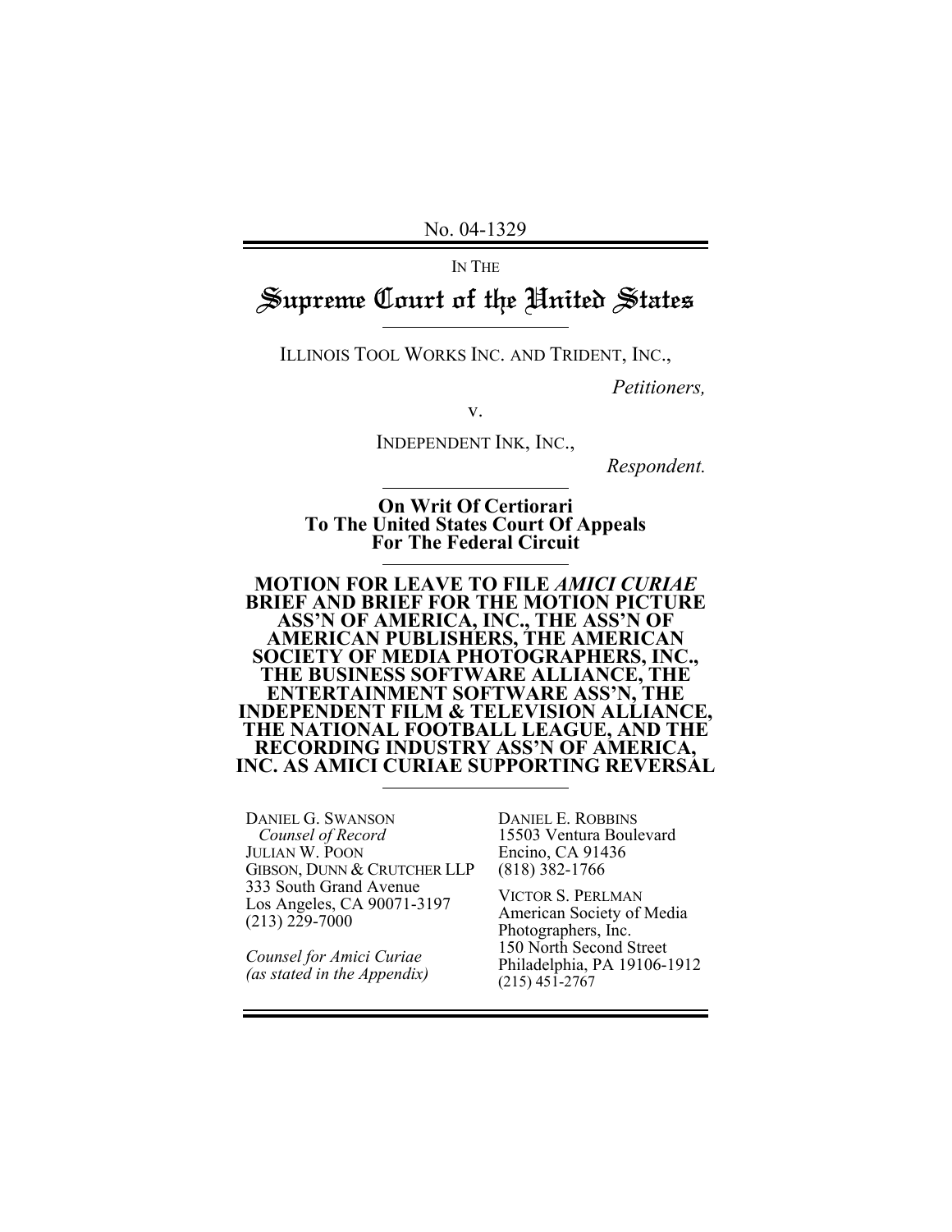No. 04-1329

IN THE

# Supreme Court of the United States

ILLINOIS TOOL WORKS INC. AND TRIDENT, INC.,

*Petitioners,*

v.

INDEPENDENT INK, INC.,

*Respondent.*

**On Writ Of Certiorari To The United States Court Of Appeals For The Federal Circuit**

**MOTION FOR LEAVE TO FILE *AMICI CURIAE* BRIEF AND BRIEF FOR THE MOTION PICTURE ASS'N OF AMERICA, INC., THE ASS'N OF AMERICAN PUBLISHERS, THE AMERICAN SOCIETY OF MEDIA PHOTOGRAPHERS, INC., THE BUSINESS SOFTWARE ALLIANCE, THE ENTERTAINMENT SOFTWARE ASS'N, THE INDEPENDENT FILM & TELEVISION ALLIANCE, THE NATIONAL FOOTBALL LEAGUE, AND THE RECORDING INDUSTRY ASS'N OF AMERICA, INC. AS AMICI CURIAE SUPPORTING REVERSAL**

DANIEL G. SWANSON
*Counsel of Record*
JULIAN W. POON
GIBSON, DUNN & CRUTCHER LLP
333 South Grand Avenue
Los Angeles, CA 90071-3197
(213) 229-7000

*Counsel for Amici Curiae (as stated in the Appendix)*

DANIEL E. ROBBINS
15503 Ventura Boulevard
Encino, CA 91436
(818) 382-1766

VICTOR S. PERLMAN
American Society of Media Photographers, Inc.
150 North Second Street
Philadelphia, PA 19106-1912
(215) 451-2767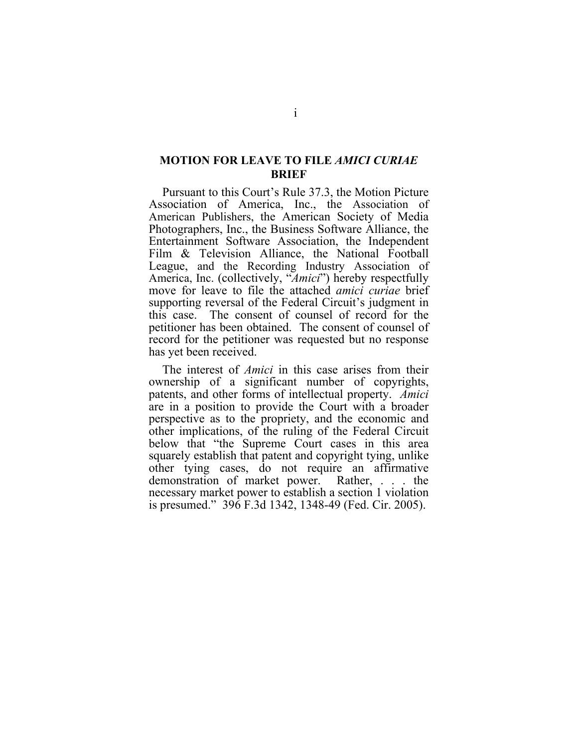## MOTION FOR LEAVE TO FILE *AMICI CURIAE* BRIEF

Pursuant to this Court's Rule 37.3, the Motion Picture Association of America, Inc., the Association of American Publishers, the American Society of Media Photographers, Inc., the Business Software Alliance, the Entertainment Software Association, the Independent Film & Television Alliance, the National Football League, and the Recording Industry Association of America, Inc. (collectively, "*Amici*") hereby respectfully move for leave to file the attached *amici curiae* brief supporting reversal of the Federal Circuit's judgment in this case. The consent of counsel of record for the petitioner has been obtained. The consent of counsel of record for the petitioner was requested but no response has yet been received.

The interest of *Amici* in this case arises from their ownership of a significant number of copyrights, patents, and other forms of intellectual property. *Amici* are in a position to provide the Court with a broader perspective as to the propriety, and the economic and other implications, of the ruling of the Federal Circuit below that "the Supreme Court cases in this area squarely establish that patent and copyright tying, unlike other tying cases, do not require an affirmative demonstration of market power. Rather, . . . the necessary market power to establish a section 1 violation is presumed." 396 F.3d 1342, 1348-49 (Fed. Cir. 2005).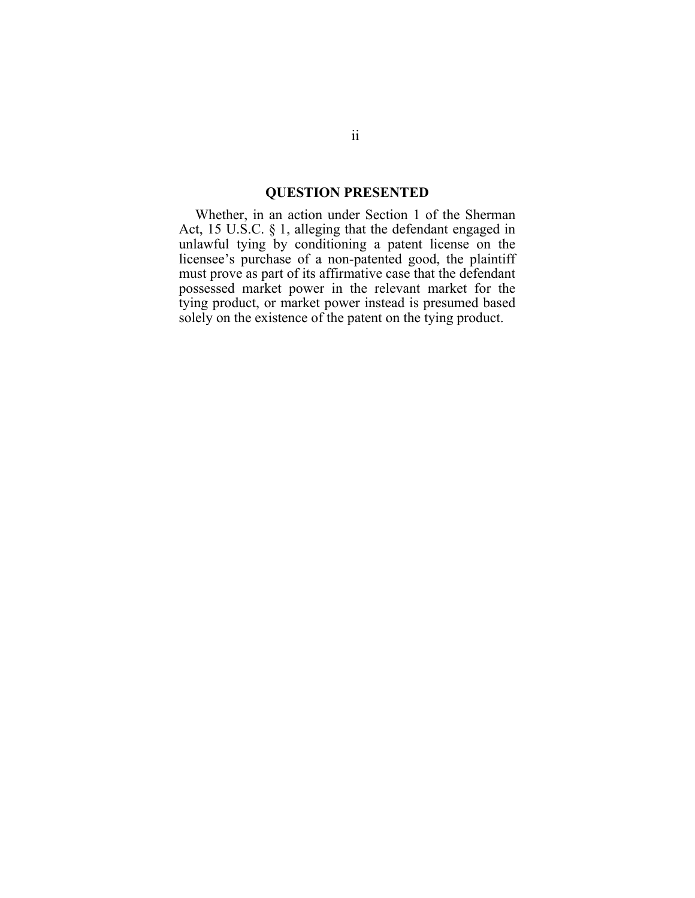## QUESTION PRESENTED

Whether, in an action under Section 1 of the Sherman Act, 15 U.S.C. § 1, alleging that the defendant engaged in unlawful tying by conditioning a patent license on the licensee's purchase of a non-patented good, the plaintiff must prove as part of its affirmative case that the defendant possessed market power in the relevant market for the tying product, or market power instead is presumed based solely on the existence of the patent on the tying product.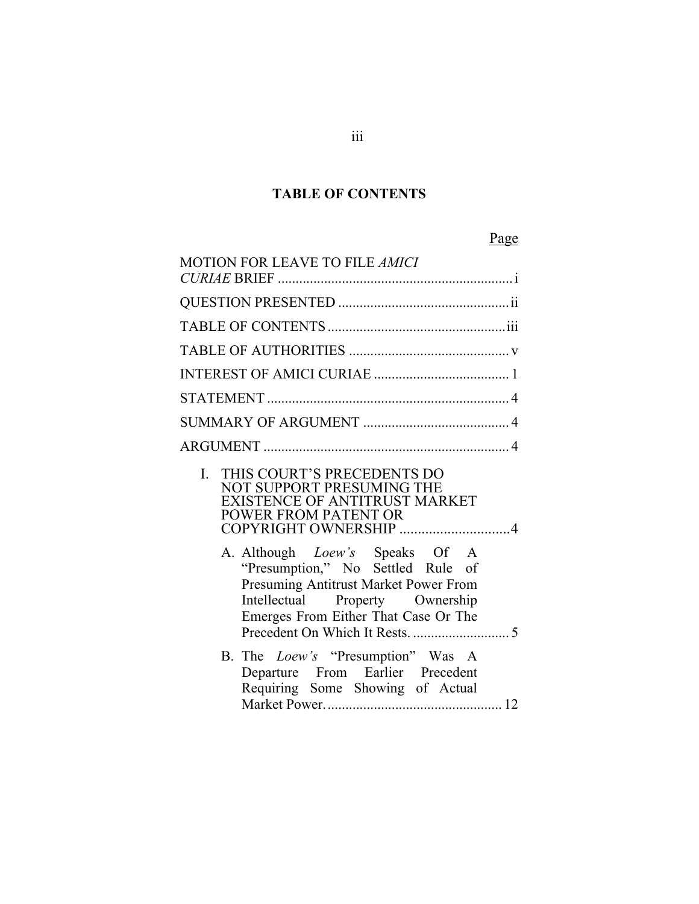# TABLE OF CONTENTS

| | Page |
|---|---|
| MOTION FOR LEAVE TO FILE *AMICI CURIAE* BRIEF | i |
| QUESTION PRESENTED | ii |
| TABLE OF CONTENTS | iii |
| TABLE OF AUTHORITIES | v |
| INTEREST OF AMICI CURIAE | 1 |
| STATEMENT | 4 |
| SUMMARY OF ARGUMENT | 4 |
| ARGUMENT | 4 |
| I. THIS COURT'S PRECEDENTS DO NOT SUPPORT PRESUMING THE EXISTENCE OF ANTITRUST MARKET POWER FROM PATENT OR COPYRIGHT OWNERSHIP | 4 |
| A. Although *Loew's* Speaks Of A "Presumption," No Settled Rule of Presuming Antitrust Market Power From Intellectual Property Ownership Emerges From Either That Case Or The Precedent On Which It Rests. | 5 |
| B. The *Loew's* "Presumption" Was A Departure From Earlier Precedent Requiring Some Showing of Actual Market Power. | 12 |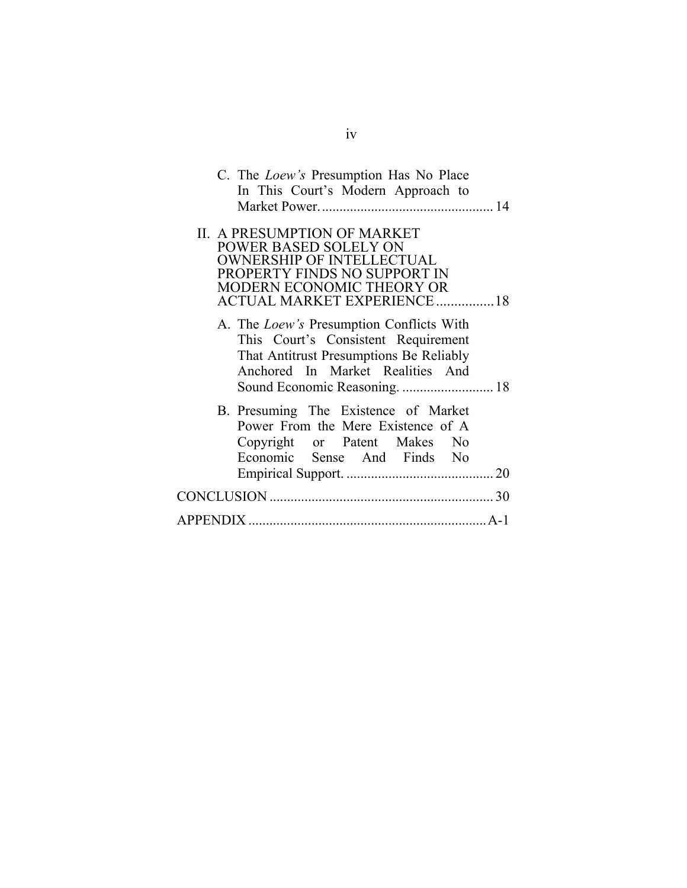C. The *Loew's* Presumption Has No Place In This Court's Modern Approach to Market Power. .................................................. 14

II. A PRESUMPTION OF MARKET POWER BASED SOLELY ON OWNERSHIP OF INTELLECTUAL PROPERTY FINDS NO SUPPORT IN MODERN ECONOMIC THEORY OR ACTUAL MARKET EXPERIENCE ................18

A. The *Loew's* Presumption Conflicts With This Court's Consistent Requirement That Antitrust Presumptions Be Reliably Anchored In Market Realities And Sound Economic Reasoning. .......................... 18

B. Presuming The Existence of Market Power From the Mere Existence of A Copyright or Patent Makes No Economic Sense And Finds No Empirical Support. .......................................... 20

CONCLUSION ................................................................ 30

APPENDIX .................................................................... A-1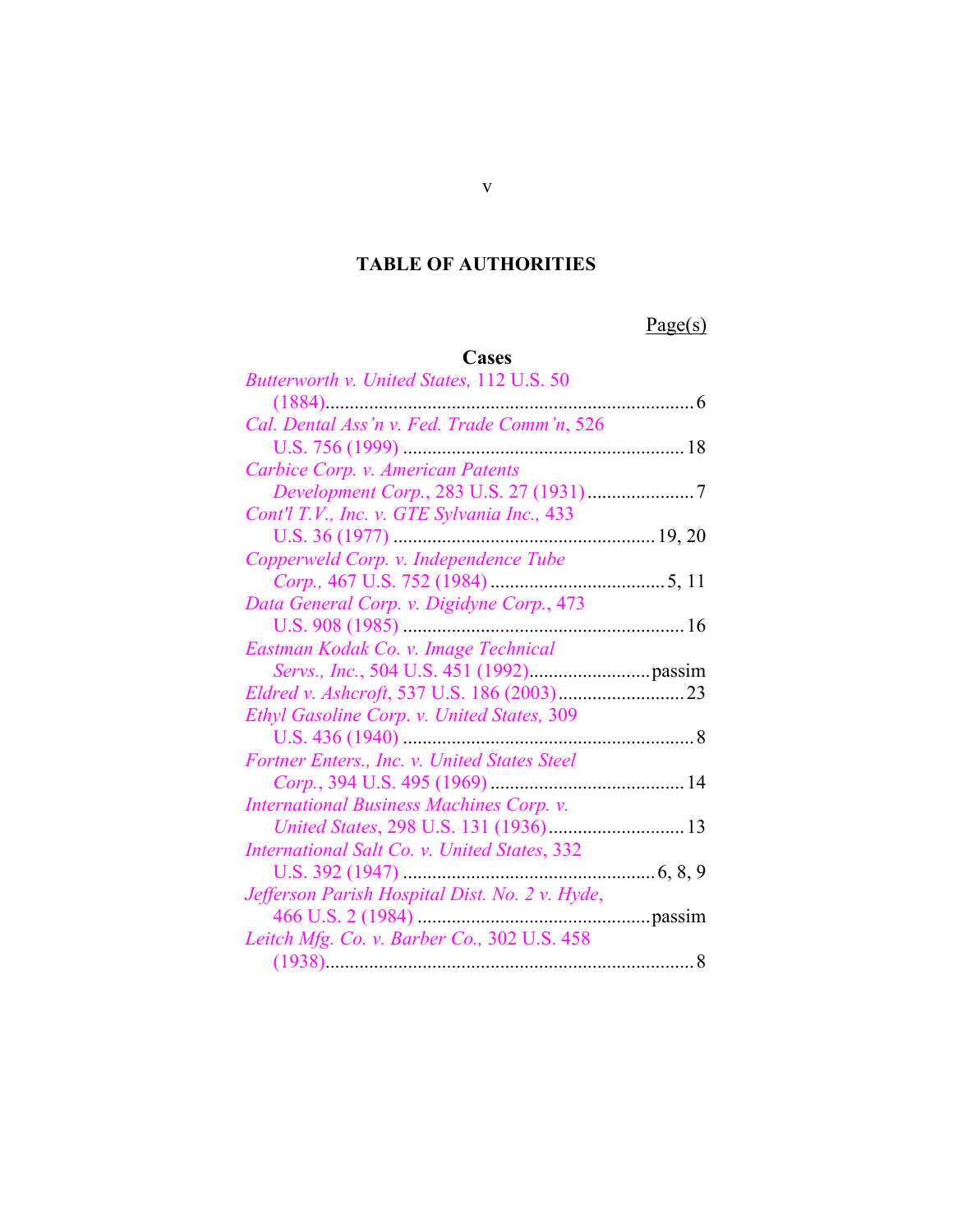# TABLE OF AUTHORITIES

Page(s)

## Cases

*Butterworth v. United States,* 112 U.S. 50 (1884) ... 6

*Cal. Dental Ass'n v. Fed. Trade Comm'n*, 526 U.S. 756 (1999) ... 18

*Carbice Corp. v. American Patents Development Corp.*, 283 U.S. 27 (1931) ... 7

*Cont'l T.V., Inc. v. GTE Sylvania Inc.,* 433 U.S. 36 (1977) ... 19, 20

*Copperweld Corp. v. Independence Tube Corp.,* 467 U.S. 752 (1984) ... 5, 11

*Data General Corp. v. Digidyne Corp.*, 473 U.S. 908 (1985) ... 16

*Eastman Kodak Co. v. Image Technical Servs., Inc.*, 504 U.S. 451 (1992) ... passim

*Eldred v. Ashcroft*, 537 U.S. 186 (2003) ... 23

*Ethyl Gasoline Corp. v. United States,* 309 U.S. 436 (1940) ... 8

*Fortner Enters., Inc. v. United States Steel Corp.*, 394 U.S. 495 (1969) ... 14

*International Business Machines Corp. v. United States*, 298 U.S. 131 (1936) ... 13

*International Salt Co. v. United States*, 332 U.S. 392 (1947) ... 6, 8, 9

*Jefferson Parish Hospital Dist. No. 2 v. Hyde*, 466 U.S. 2 (1984) ... passim

*Leitch Mfg. Co. v. Barber Co.,* 302 U.S. 458 (1938) ... 8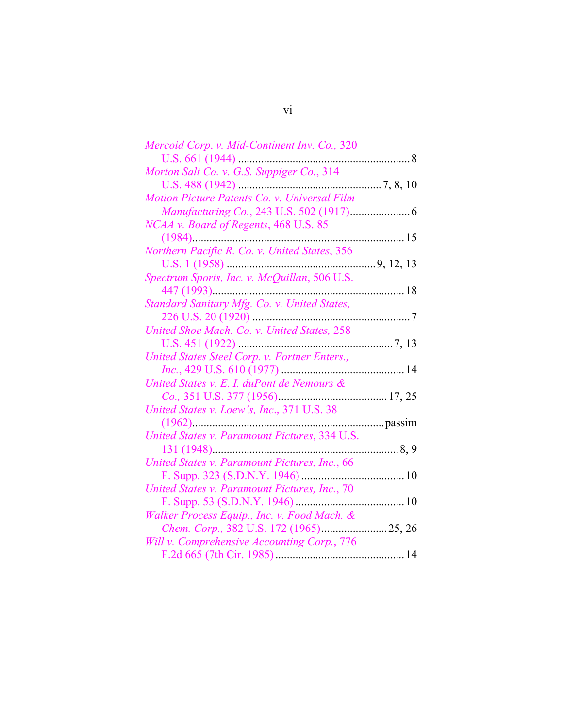*Mercoid Corp. v. Mid-Continent Inv. Co.*, 320 U.S. 661 (1944) .............................................................. 8

*Morton Salt Co. v. G.S. Suppiger Co.*, 314 U.S. 488 (1942) ................................................. 7, 8, 10

*Motion Picture Patents Co. v. Universal Film Manufacturing Co.*, 243 U.S. 502 (1917)..................... 6

*NCAA v. Board of Regents*, 468 U.S. 85 (1984)......................................................................... 15

*Northern Pacific R. Co. v. United States*, 356 U.S. 1 (1958) ................................................... 9, 12, 13

*Spectrum Sports, Inc. v. McQuillan*, 506 U.S. 447 (1993)................................................................. 18

*Standard Sanitary Mfg. Co. v. United States*, 226 U.S. 20 (1920) ....................................................... 7

*United Shoe Mach. Co. v. United States*, 258 U.S. 451 (1922) ...................................................... 7, 13

*United States Steel Corp. v. Fortner Enters., Inc.*, 429 U.S. 610 (1977) ........................................... 14

*United States v. E. I. duPont de Nemours & Co.*, 351 U.S. 377 (1956)...................................... 17, 25

*United States v. Loew's, Inc.*, 371 U.S. 38 (1962)..................................................................passim

*United States v. Paramount Pictures*, 334 U.S. 131 (1948)............................................................... 8, 9

*United States v. Paramount Pictures, Inc.*, 66 F. Supp. 323 (S.D.N.Y. 1946) .................................... 10

*United States v. Paramount Pictures, Inc.*, 70 F. Supp. 53 (S.D.N.Y. 1946) ...................................... 10

*Walker Process Equip., Inc. v. Food Mach. & Chem. Corp.*, 382 U.S. 172 (1965)....................... 25, 26

*Will v. Comprehensive Accounting Corp.*, 776 F.2d 665 (7th Cir. 1985) ............................................. 14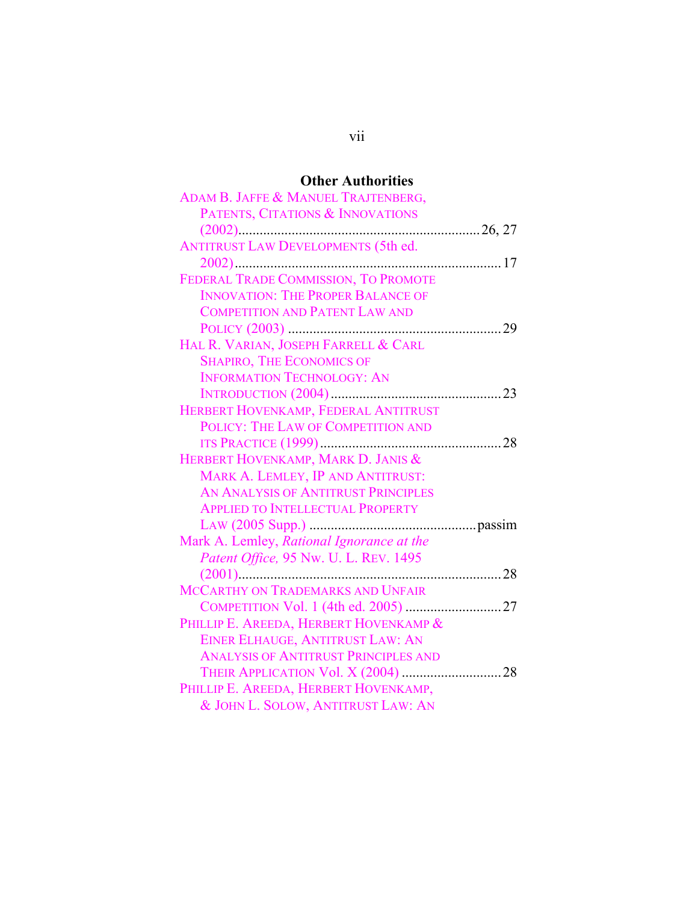## Other Authorities

ADAM B. JAFFE & MANUEL TRAJTENBERG, PATENTS, CITATIONS & INNOVATIONS (2002).................................................................26, 27

ANTITRUST LAW DEVELOPMENTS (5th ed. 2002)......................................................................17

FEDERAL TRADE COMMISSION, TO PROMOTE INNOVATION: THE PROPER BALANCE OF COMPETITION AND PATENT LAW AND POLICY (2003) ........................................................29

HAL R. VARIAN, JOSEPH FARRELL & CARL SHAPIRO, THE ECONOMICS OF INFORMATION TECHNOLOGY: AN INTRODUCTION (2004)...............................................23

HERBERT HOVENKAMP, FEDERAL ANTITRUST POLICY: THE LAW OF COMPETITION AND ITS PRACTICE (1999)..................................................28

HERBERT HOVENKAMP, MARK D. JANIS & MARK A. LEMLEY, IP AND ANTITRUST: AN ANALYSIS OF ANTITRUST PRINCIPLES APPLIED TO INTELLECTUAL PROPERTY LAW (2005 Supp.) ..............................................passim

Mark A. Lemley, *Rational Ignorance at the Patent Office,* 95 NW. U. L. REV. 1495 (2001)......................................................................28

MCCARTHY ON TRADEMARKS AND UNFAIR COMPETITION Vol. 1 (4th ed. 2005) ..........................27

PHILLIP E. AREEDA, HERBERT HOVENKAMP & EINER ELHAUGE, ANTITRUST LAW: AN ANALYSIS OF ANTITRUST PRINCIPLES AND THEIR APPLICATION Vol. X (2004) ...........................28

PHILLIP E. AREEDA, HERBERT HOVENKAMP, & JOHN L. SOLOW, ANTITRUST LAW: AN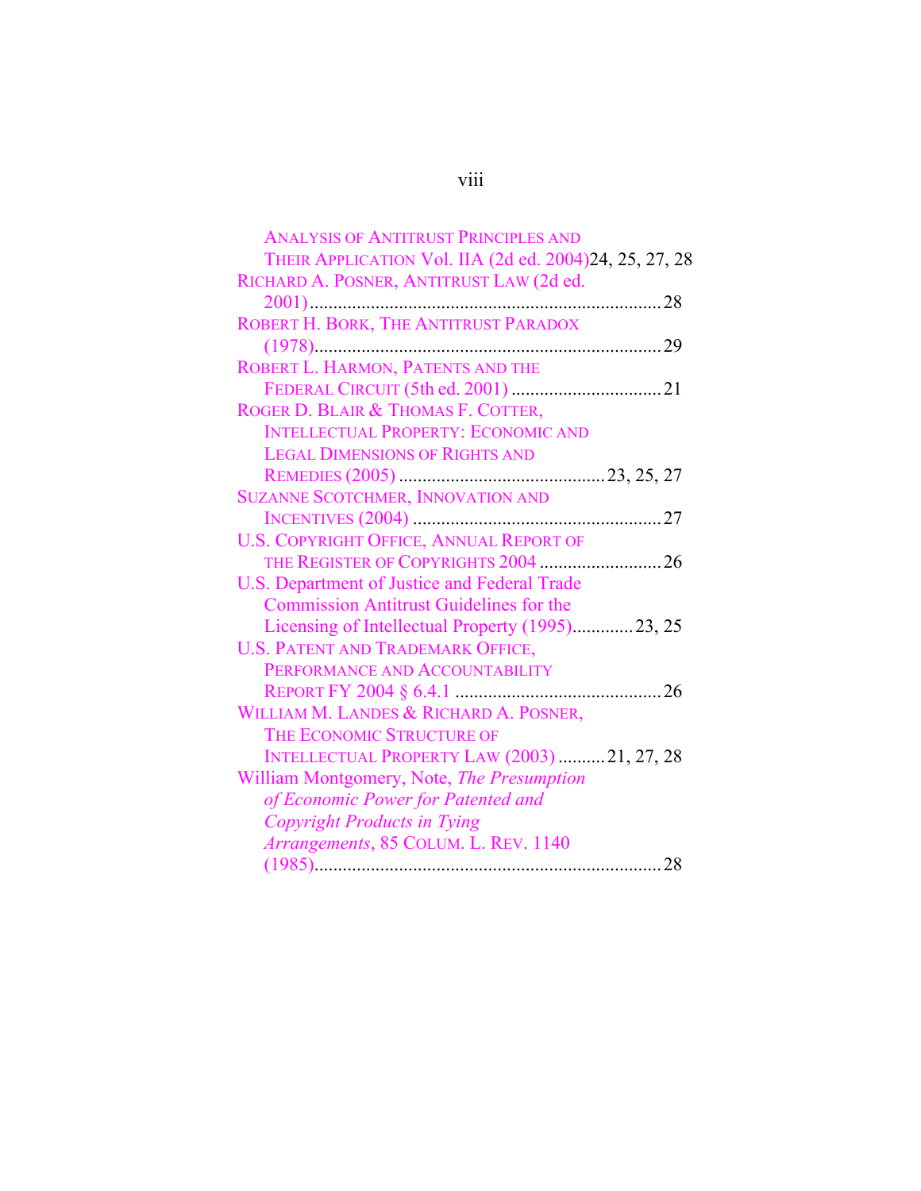ANALYSIS OF ANTITRUST PRINCIPLES AND THEIR APPLICATION Vol. IIA (2d ed. 2004) 24, 25, 27, 28

RICHARD A. POSNER, ANTITRUST LAW (2d ed. 2001) ........................................................................ 28

ROBERT H. BORK, THE ANTITRUST PARADOX (1978) ........................................................................ 29

ROBERT L. HARMON, PATENTS AND THE FEDERAL CIRCUIT (5th ed. 2001) ................................ 21

ROGER D. BLAIR & THOMAS F. COTTER, INTELLECTUAL PROPERTY: ECONOMIC AND LEGAL DIMENSIONS OF RIGHTS AND REMEDIES (2005) ............................................ 23, 25, 27

SUZANNE SCOTCHMER, INNOVATION AND INCENTIVES (2004) ...................................................... 27

U.S. COPYRIGHT OFFICE, ANNUAL REPORT OF THE REGISTER OF COPYRIGHTS 2004 .......................... 26

U.S. Department of Justice and Federal Trade Commission Antitrust Guidelines for the Licensing of Intellectual Property (1995) ............. 23, 25

U.S. PATENT AND TRADEMARK OFFICE, PERFORMANCE AND ACCOUNTABILITY REPORT FY 2004 § 6.4.1 ............................................ 26

WILLIAM M. LANDES & RICHARD A. POSNER, THE ECONOMIC STRUCTURE OF INTELLECTUAL PROPERTY LAW (2003) .......... 21, 27, 28

William Montgomery, Note, *The Presumption of Economic Power for Patented and Copyright Products in Tying Arrangements*, 85 COLUM. L. REV. 1140 (1985) ........................................................................ 28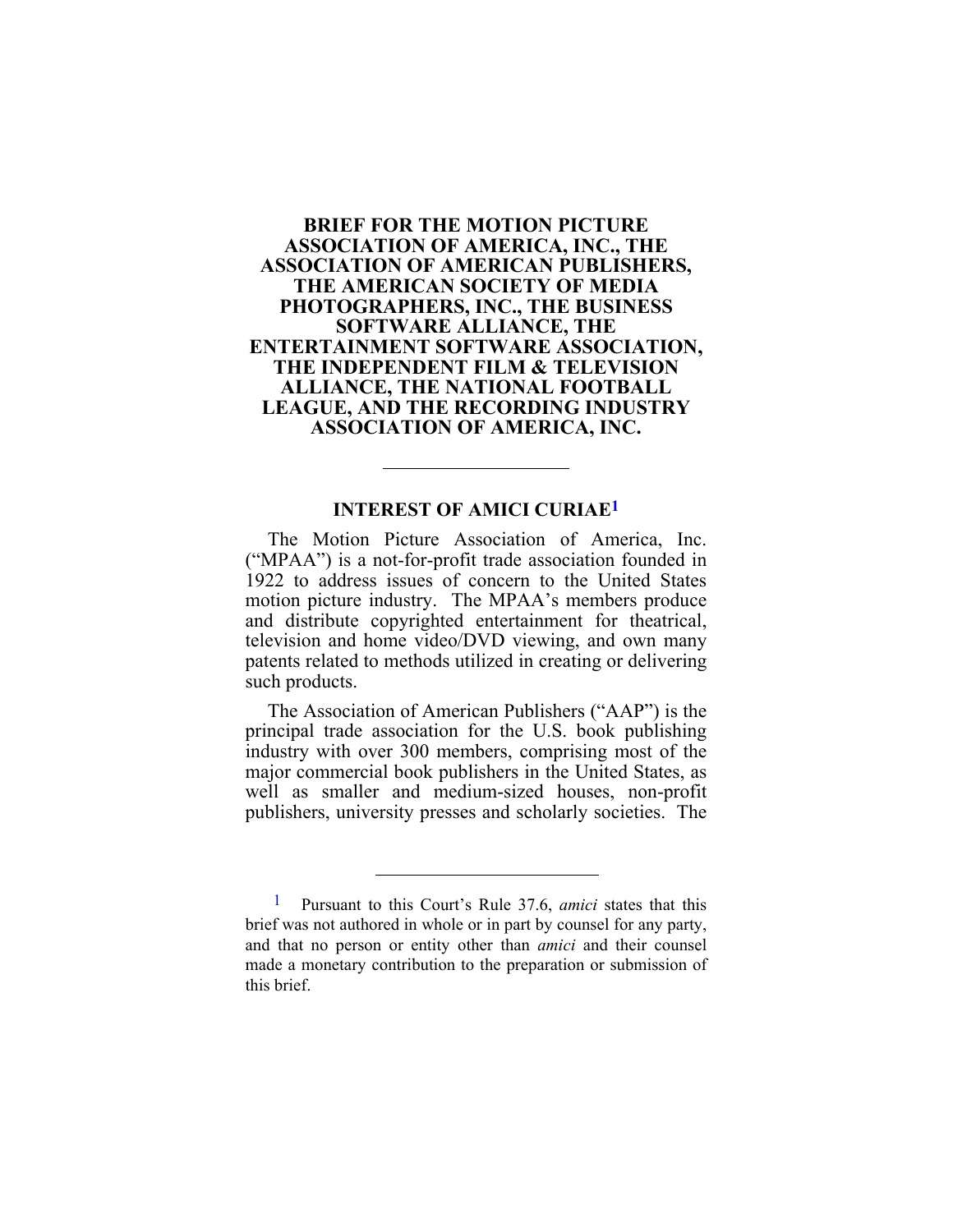# BRIEF FOR THE MOTION PICTURE ASSOCIATION OF AMERICA, INC., THE ASSOCIATION OF AMERICAN PUBLISHERS, THE AMERICAN SOCIETY OF MEDIA PHOTOGRAPHERS, INC., THE BUSINESS SOFTWARE ALLIANCE, THE ENTERTAINMENT SOFTWARE ASSOCIATION, THE INDEPENDENT FILM & TELEVISION ALLIANCE, THE NATIONAL FOOTBALL LEAGUE, AND THE RECORDING INDUSTRY ASSOCIATION OF AMERICA, INC.

---

## INTEREST OF AMICI CURIAE[1]

The Motion Picture Association of America, Inc. ("MPAA") is a not-for-profit trade association founded in 1922 to address issues of concern to the United States motion picture industry. The MPAA's members produce and distribute copyrighted entertainment for theatrical, television and home video/DVD viewing, and own many patents related to methods utilized in creating or delivering such products.

The Association of American Publishers ("AAP") is the principal trade association for the U.S. book publishing industry with over 300 members, comprising most of the major commercial book publishers in the United States, as well as smaller and medium-sized houses, non-profit publishers, university presses and scholarly societies. The

---

[1] Pursuant to this Court's Rule 37.6, *amici* states that this brief was not authored in whole or in part by counsel for any party, and that no person or entity other than *amici* and their counsel made a monetary contribution to the preparation or submission of this brief.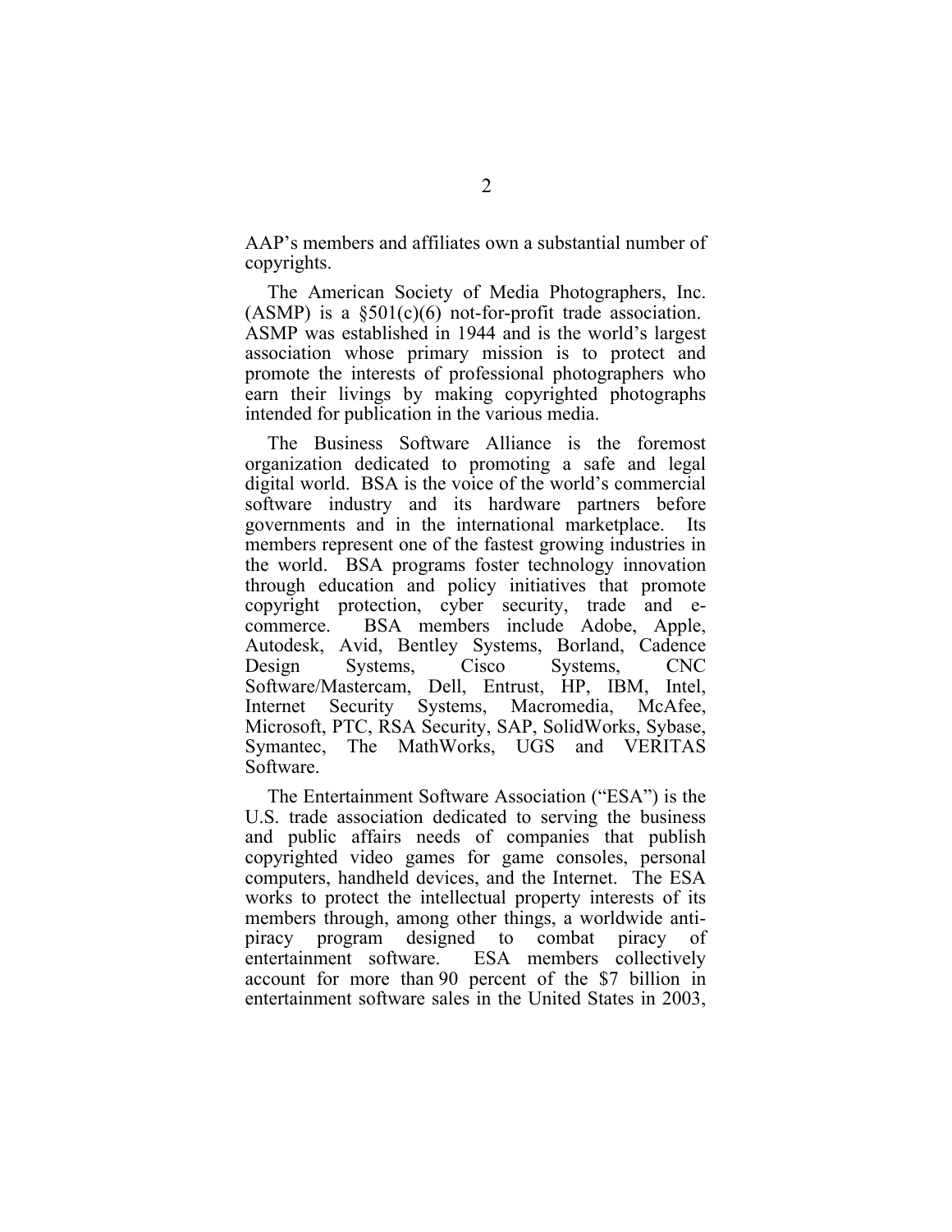AAP's members and affiliates own a substantial number of copyrights.

The American Society of Media Photographers, Inc. (ASMP) is a §501(c)(6) not-for-profit trade association. ASMP was established in 1944 and is the world's largest association whose primary mission is to protect and promote the interests of professional photographers who earn their livings by making copyrighted photographs intended for publication in the various media.

The Business Software Alliance is the foremost organization dedicated to promoting a safe and legal digital world. BSA is the voice of the world's commercial software industry and its hardware partners before governments and in the international marketplace. Its members represent one of the fastest growing industries in the world. BSA programs foster technology innovation through education and policy initiatives that promote copyright protection, cyber security, trade and e-commerce. BSA members include Adobe, Apple, Autodesk, Avid, Bentley Systems, Borland, Cadence Design Systems, Cisco Systems, CNC Software/Mastercam, Dell, Entrust, HP, IBM, Intel, Internet Security Systems, Macromedia, McAfee, Microsoft, PTC, RSA Security, SAP, SolidWorks, Sybase, Symantec, The MathWorks, UGS and VERITAS Software.

The Entertainment Software Association ("ESA") is the U.S. trade association dedicated to serving the business and public affairs needs of companies that publish copyrighted video games for game consoles, personal computers, handheld devices, and the Internet. The ESA works to protect the intellectual property interests of its members through, among other things, a worldwide anti-piracy program designed to combat piracy of entertainment software. ESA members collectively account for more than 90 percent of the $7 billion in entertainment software sales in the United States in 2003,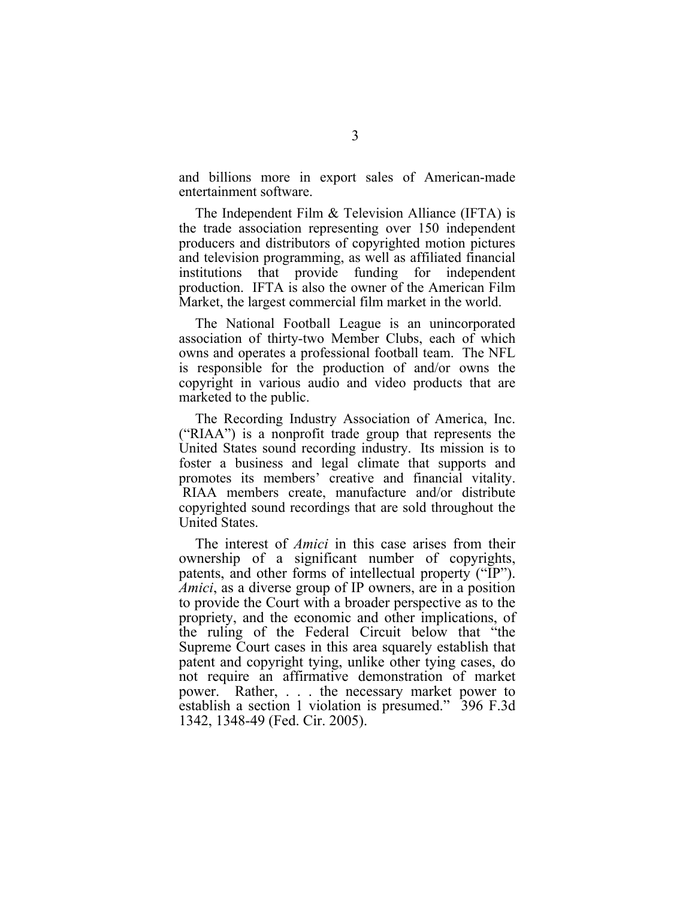and billions more in export sales of American-made entertainment software.

The Independent Film & Television Alliance (IFTA) is the trade association representing over 150 independent producers and distributors of copyrighted motion pictures and television programming, as well as affiliated financial institutions that provide funding for independent production. IFTA is also the owner of the American Film Market, the largest commercial film market in the world.

The National Football League is an unincorporated association of thirty-two Member Clubs, each of which owns and operates a professional football team. The NFL is responsible for the production of and/or owns the copyright in various audio and video products that are marketed to the public.

The Recording Industry Association of America, Inc. ("RIAA") is a nonprofit trade group that represents the United States sound recording industry. Its mission is to foster a business and legal climate that supports and promotes its members' creative and financial vitality. RIAA members create, manufacture and/or distribute copyrighted sound recordings that are sold throughout the United States.

The interest of *Amici* in this case arises from their ownership of a significant number of copyrights, patents, and other forms of intellectual property ("IP"). *Amici*, as a diverse group of IP owners, are in a position to provide the Court with a broader perspective as to the propriety, and the economic and other implications, of the ruling of the Federal Circuit below that "the Supreme Court cases in this area squarely establish that patent and copyright tying, unlike other tying cases, do not require an affirmative demonstration of market power. Rather, . . . the necessary market power to establish a section 1 violation is presumed." 396 F.3d 1342, 1348-49 (Fed. Cir. 2005).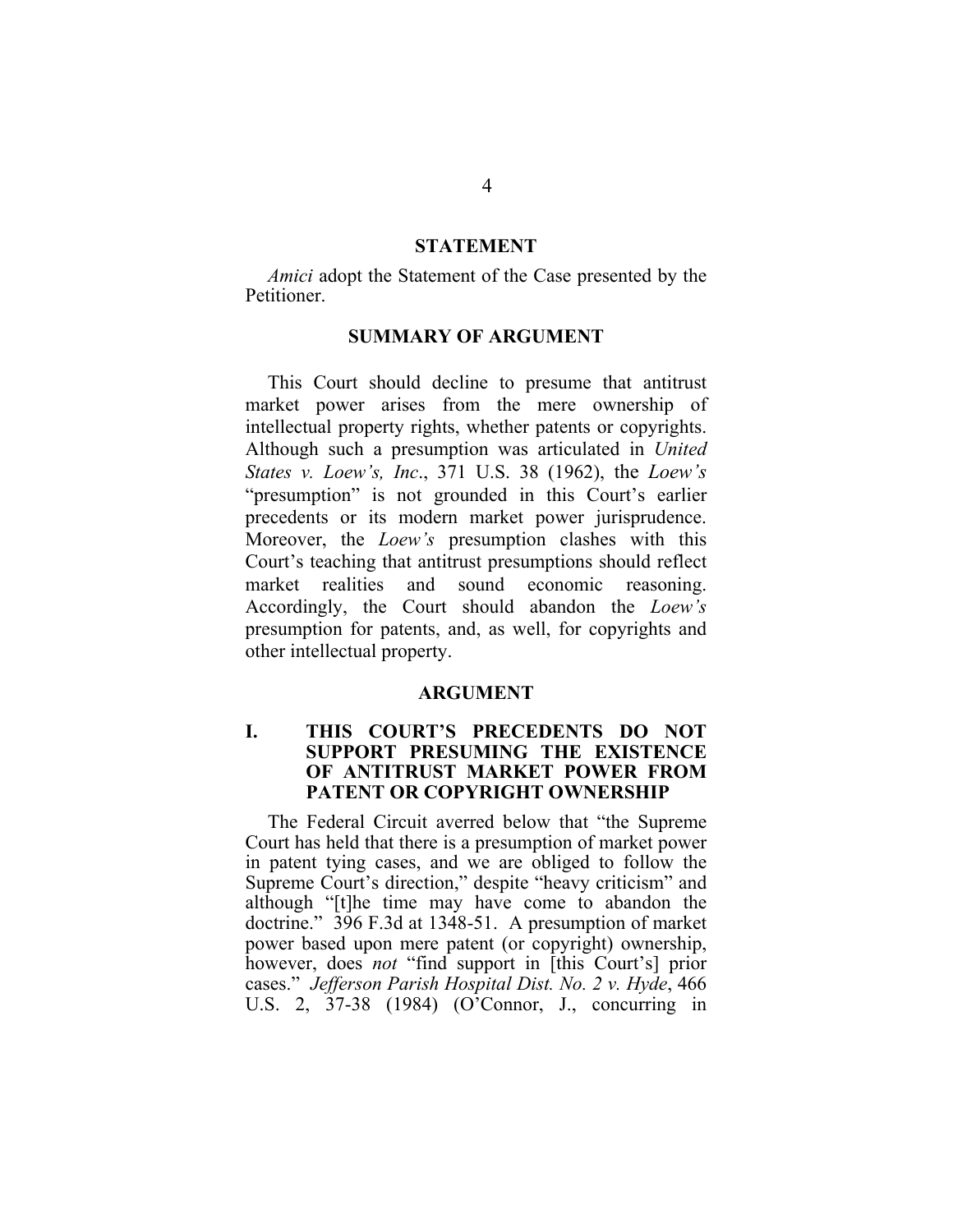## STATEMENT

*Amici* adopt the Statement of the Case presented by the Petitioner.

## SUMMARY OF ARGUMENT

This Court should decline to presume that antitrust market power arises from the mere ownership of intellectual property rights, whether patents or copyrights. Although such a presumption was articulated in *United States v. Loew's, Inc*., 371 U.S. 38 (1962), the *Loew's* "presumption" is not grounded in this Court's earlier precedents or its modern market power jurisprudence. Moreover, the *Loew's* presumption clashes with this Court's teaching that antitrust presumptions should reflect market realities and sound economic reasoning. Accordingly, the Court should abandon the *Loew's* presumption for patents, and, as well, for copyrights and other intellectual property.

## ARGUMENT

### I. THIS COURT'S PRECEDENTS DO NOT SUPPORT PRESUMING THE EXISTENCE OF ANTITRUST MARKET POWER FROM PATENT OR COPYRIGHT OWNERSHIP

The Federal Circuit averred below that "the Supreme Court has held that there is a presumption of market power in patent tying cases, and we are obliged to follow the Supreme Court's direction," despite "heavy criticism" and although "[t]he time may have come to abandon the doctrine." 396 F.3d at 1348-51. A presumption of market power based upon mere patent (or copyright) ownership, however, does *not* "find support in [this Court's] prior cases." *Jefferson Parish Hospital Dist. No. 2 v. Hyde*, 466 U.S. 2, 37-38 (1984) (O'Connor, J., concurring in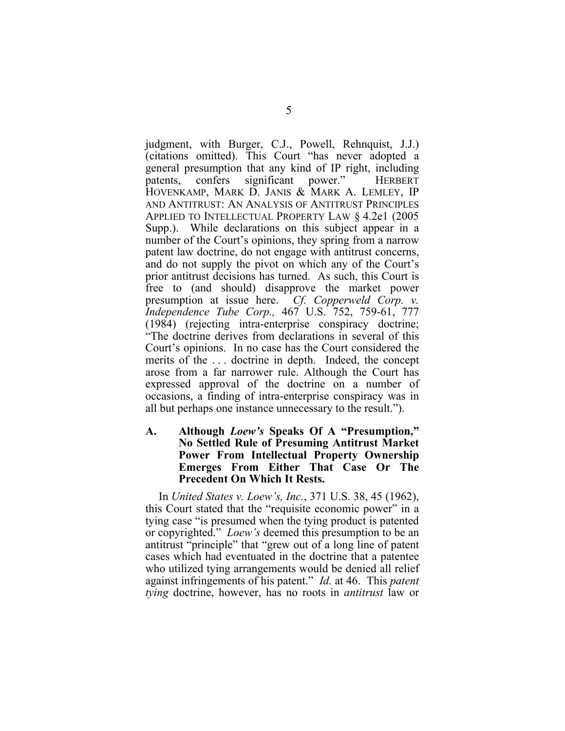judgment, with Burger, C.J., Powell, Rehnquist, J.J.) (citations omitted). This Court "has never adopted a general presumption that any kind of IP right, including patents, confers significant power." HERBERT HOVENKAMP, MARK D. JANIS & MARK A. LEMLEY, IP AND ANTITRUST: AN ANALYSIS OF ANTITRUST PRINCIPLES APPLIED TO INTELLECTUAL PROPERTY LAW § 4.2e1 (2005 Supp.). While declarations on this subject appear in a number of the Court's opinions, they spring from a narrow patent law doctrine, do not engage with antitrust concerns, and do not supply the pivot on which any of the Court's prior antitrust decisions has turned. As such, this Court is free to (and should) disapprove the market power presumption at issue here. *Cf. Copperweld Corp. v. Independence Tube Corp.,* 467 U.S. 752, 759-61, 777 (1984) (rejecting intra-enterprise conspiracy doctrine; "The doctrine derives from declarations in several of this Court's opinions. In no case has the Court considered the merits of the . . . doctrine in depth. Indeed, the concept arose from a far narrower rule. Although the Court has expressed approval of the doctrine on a number of occasions, a finding of intra-enterprise conspiracy was in all but perhaps one instance unnecessary to the result.").

### A. Although *Loew's* Speaks Of A "Presumption," No Settled Rule of Presuming Antitrust Market Power From Intellectual Property Ownership Emerges From Either That Case Or The Precedent On Which It Rests.

In *United States v. Loew's, Inc.*, 371 U.S. 38, 45 (1962), this Court stated that the "requisite economic power" in a tying case "is presumed when the tying product is patented or copyrighted." *Loew's* deemed this presumption to be an antitrust "principle" that "grew out of a long line of patent cases which had eventuated in the doctrine that a patentee who utilized tying arrangements would be denied all relief against infringements of his patent." *Id.* at 46. This *patent tying* doctrine, however, has no roots in *antitrust* law or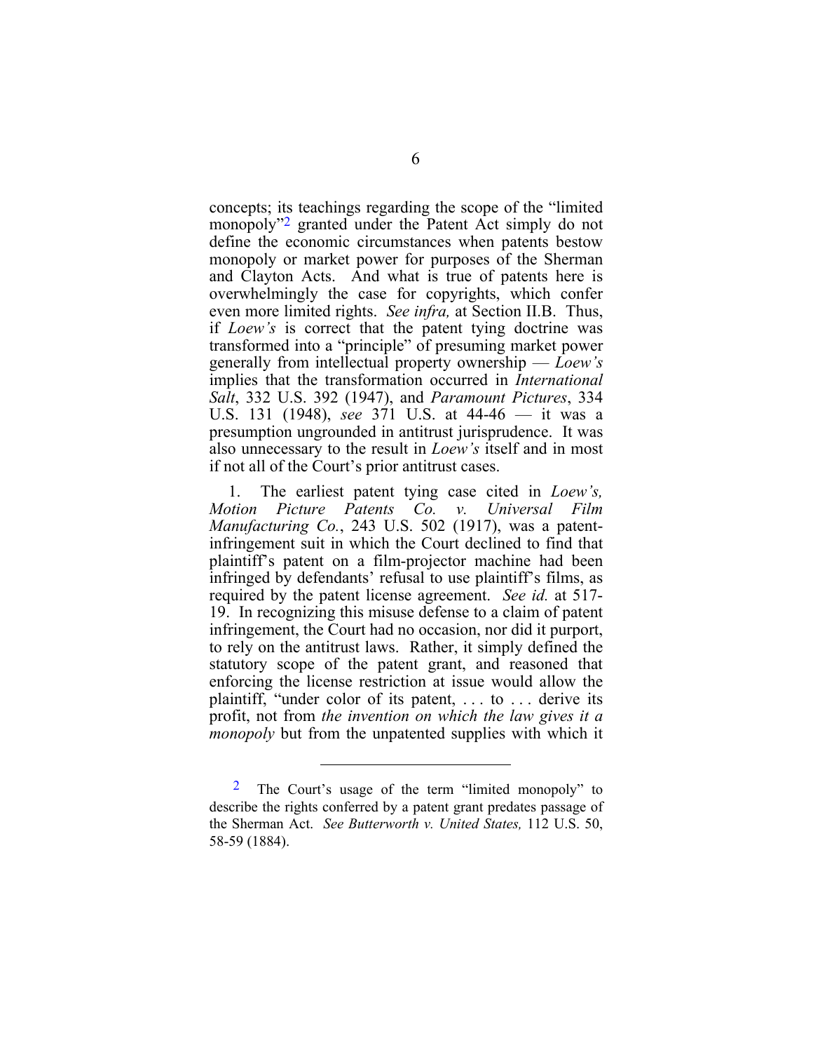concepts; its teachings regarding the scope of the "limited monopoly"[2] granted under the Patent Act simply do not define the economic circumstances when patents bestow monopoly or market power for purposes of the Sherman and Clayton Acts. And what is true of patents here is overwhelmingly the case for copyrights, which confer even more limited rights. *See infra,* at Section II.B. Thus, if *Loew's* is correct that the patent tying doctrine was transformed into a "principle" of presuming market power generally from intellectual property ownership — *Loew's* implies that the transformation occurred in *International Salt*, 332 U.S. 392 (1947), and *Paramount Pictures*, 334 U.S. 131 (1948), *see* 371 U.S. at 44-46 — it was a presumption ungrounded in antitrust jurisprudence. It was also unnecessary to the result in *Loew's* itself and in most if not all of the Court's prior antitrust cases.

1. The earliest patent tying case cited in *Loew's, Motion Picture Patents Co. v. Universal Film Manufacturing Co.*, 243 U.S. 502 (1917), was a patent-infringement suit in which the Court declined to find that plaintiff's patent on a film-projector machine had been infringed by defendants' refusal to use plaintiff's films, as required by the patent license agreement. *See id.* at 517-19. In recognizing this misuse defense to a claim of patent infringement, the Court had no occasion, nor did it purport, to rely on the antitrust laws. Rather, it simply defined the statutory scope of the patent grant, and reasoned that enforcing the license restriction at issue would allow the plaintiff, "under color of its patent, . . . to . . . derive its profit, not from *the invention on which the law gives it a monopoly* but from the unpatented supplies with which it

---

[2] The Court's usage of the term "limited monopoly" to describe the rights conferred by a patent grant predates passage of the Sherman Act. *See Butterworth v. United States,* 112 U.S. 50, 58-59 (1884).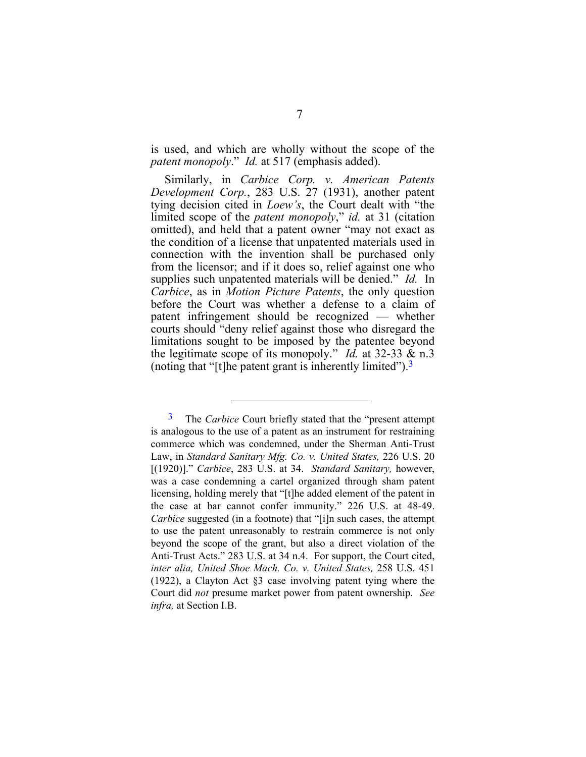is used, and which are wholly without the scope of the *patent monopoly*." *Id.* at 517 (emphasis added).

Similarly, in *Carbice Corp. v. American Patents Development Corp.*, 283 U.S. 27 (1931), another patent tying decision cited in *Loew's*, the Court dealt with "the limited scope of the *patent monopoly*," *id.* at 31 (citation omitted), and held that a patent owner "may not exact as the condition of a license that unpatented materials used in connection with the invention shall be purchased only from the licensor; and if it does so, relief against one who supplies such unpatented materials will be denied." *Id.* In *Carbice*, as in *Motion Picture Patents*, the only question before the Court was whether a defense to a claim of patent infringement should be recognized — whether courts should "deny relief against those who disregard the limitations sought to be imposed by the patentee beyond the legitimate scope of its monopoly." *Id.* at 32-33 & n.3 (noting that "[t]he patent grant is inherently limited").[3]

---

[3] The *Carbice* Court briefly stated that the "present attempt is analogous to the use of a patent as an instrument for restraining commerce which was condemned, under the Sherman Anti-Trust Law, in *Standard Sanitary Mfg. Co. v. United States,* 226 U.S. 20 [(1920)]." *Carbice*, 283 U.S. at 34. *Standard Sanitary,* however, was a case condemning a cartel organized through sham patent licensing, holding merely that "[t]he added element of the patent in the case at bar cannot confer immunity." 226 U.S. at 48-49. *Carbice* suggested (in a footnote) that "[i]n such cases, the attempt to use the patent unreasonably to restrain commerce is not only beyond the scope of the grant, but also a direct violation of the Anti-Trust Acts." 283 U.S. at 34 n.4. For support, the Court cited, *inter alia, United Shoe Mach. Co. v. United States,* 258 U.S. 451 (1922), a Clayton Act §3 case involving patent tying where the Court did *not* presume market power from patent ownership. *See infra,* at Section I.B.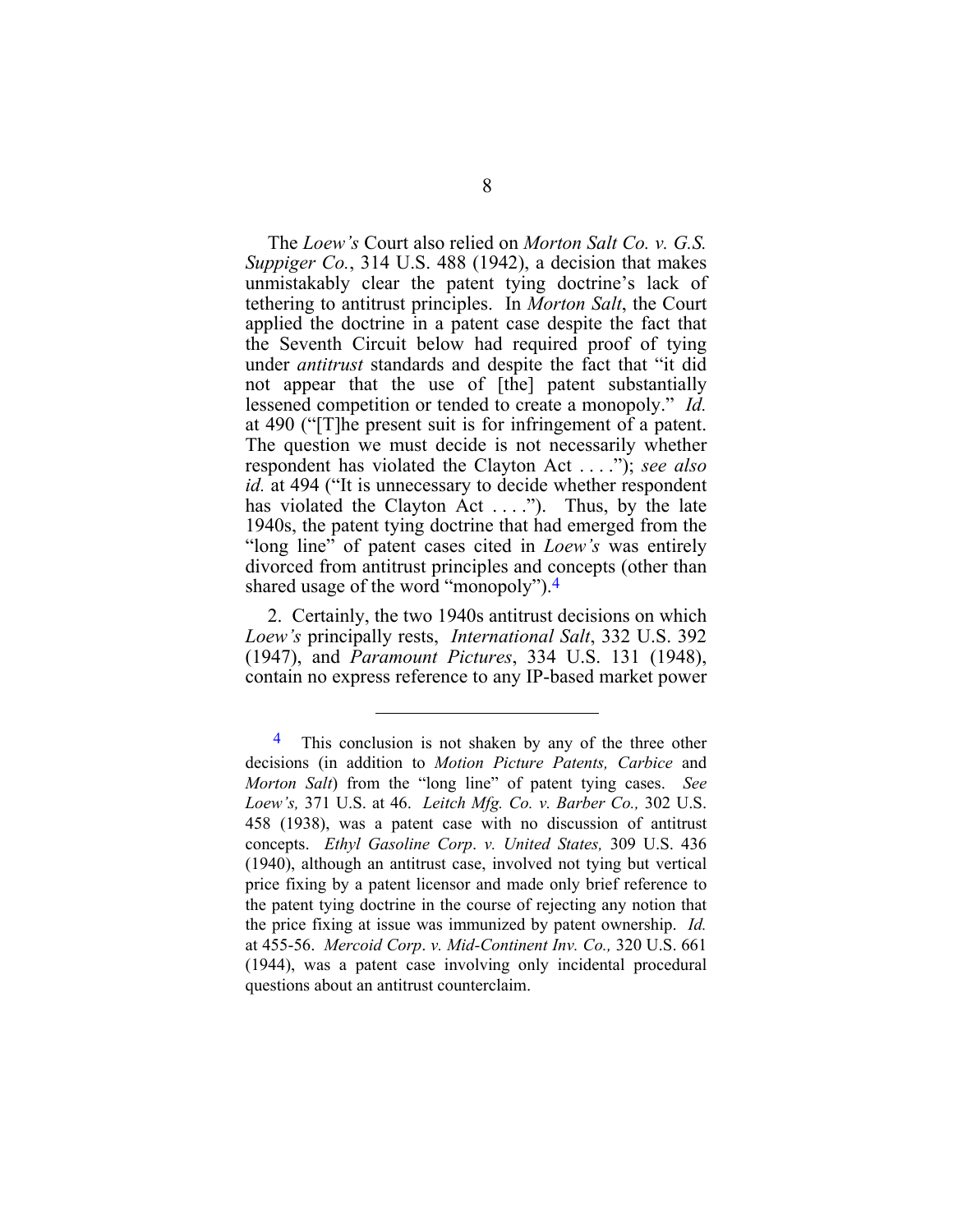The *Loew's* Court also relied on *Morton Salt Co. v. G.S. Suppiger Co.*, 314 U.S. 488 (1942), a decision that makes unmistakably clear the patent tying doctrine's lack of tethering to antitrust principles. In *Morton Salt*, the Court applied the doctrine in a patent case despite the fact that the Seventh Circuit below had required proof of tying under *antitrust* standards and despite the fact that "it did not appear that the use of [the] patent substantially lessened competition or tended to create a monopoly." *Id.* at 490 ("[T]he present suit is for infringement of a patent. The question we must decide is not necessarily whether respondent has violated the Clayton Act . . . ."); *see also id.* at 494 ("It is unnecessary to decide whether respondent has violated the Clayton Act . . . ."). Thus, by the late 1940s, the patent tying doctrine that had emerged from the "long line" of patent cases cited in *Loew's* was entirely divorced from antitrust principles and concepts (other than shared usage of the word "monopoly").[4]

2. Certainly, the two 1940s antitrust decisions on which *Loew's* principally rests, *International Salt*, 332 U.S. 392 (1947), and *Paramount Pictures*, 334 U.S. 131 (1948), contain no express reference to any IP-based market power

---

[4] This conclusion is not shaken by any of the three other decisions (in addition to *Motion Picture Patents, Carbice* and *Morton Salt*) from the "long line" of patent tying cases. *See Loew's,* 371 U.S. at 46. *Leitch Mfg. Co. v. Barber Co.,* 302 U.S. 458 (1938), was a patent case with no discussion of antitrust concepts. *Ethyl Gasoline Corp. v. United States,* 309 U.S. 436 (1940), although an antitrust case, involved not tying but vertical price fixing by a patent licensor and made only brief reference to the patent tying doctrine in the course of rejecting any notion that the price fixing at issue was immunized by patent ownership. *Id.* at 455-56. *Mercoid Corp. v. Mid-Continent Inv. Co.,* 320 U.S. 661 (1944), was a patent case involving only incidental procedural questions about an antitrust counterclaim.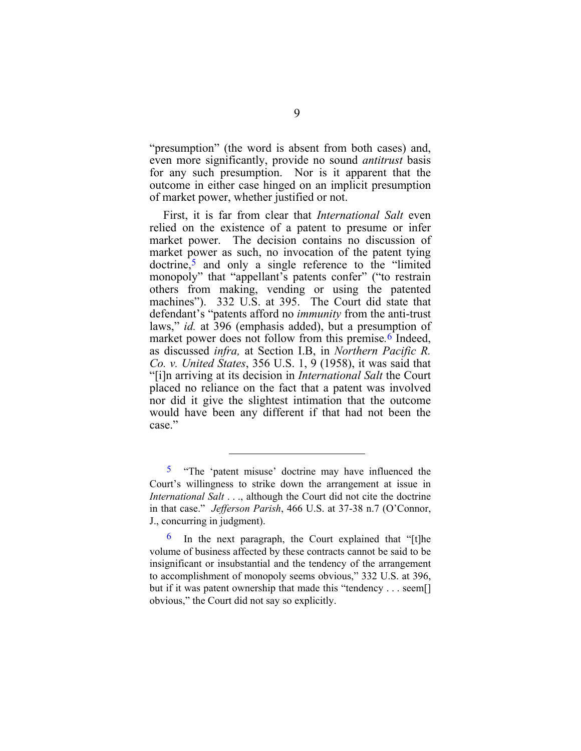"presumption" (the word is absent from both cases) and, even more significantly, provide no sound *antitrust* basis for any such presumption. Nor is it apparent that the outcome in either case hinged on an implicit presumption of market power, whether justified or not.

First, it is far from clear that *International Salt* even relied on the existence of a patent to presume or infer market power. The decision contains no discussion of market power as such, no invocation of the patent tying doctrine,[5] and only a single reference to the "limited monopoly" that "appellant's patents confer" ("to restrain others from making, vending or using the patented machines"). 332 U.S. at 395. The Court did state that defendant's "patents afford no *immunity* from the anti-trust laws," *id.* at 396 (emphasis added), but a presumption of market power does not follow from this premise.[6] Indeed, as discussed *infra,* at Section I.B, in *Northern Pacific R. Co. v. United States*, 356 U.S. 1, 9 (1958), it was said that "[i]n arriving at its decision in *International Salt* the Court placed no reliance on the fact that a patent was involved nor did it give the slightest intimation that the outcome would have been any different if that had not been the case."

---

[5] "The 'patent misuse' doctrine may have influenced the Court's willingness to strike down the arrangement at issue in *International Salt* . . ., although the Court did not cite the doctrine in that case." *Jefferson Parish*, 466 U.S. at 37-38 n.7 (O'Connor, J., concurring in judgment).

[6] In the next paragraph, the Court explained that "[t]he volume of business affected by these contracts cannot be said to be insignificant or insubstantial and the tendency of the arrangement to accomplishment of monopoly seems obvious," 332 U.S. at 396, but if it was patent ownership that made this "tendency . . . seem[] obvious," the Court did not say so explicitly.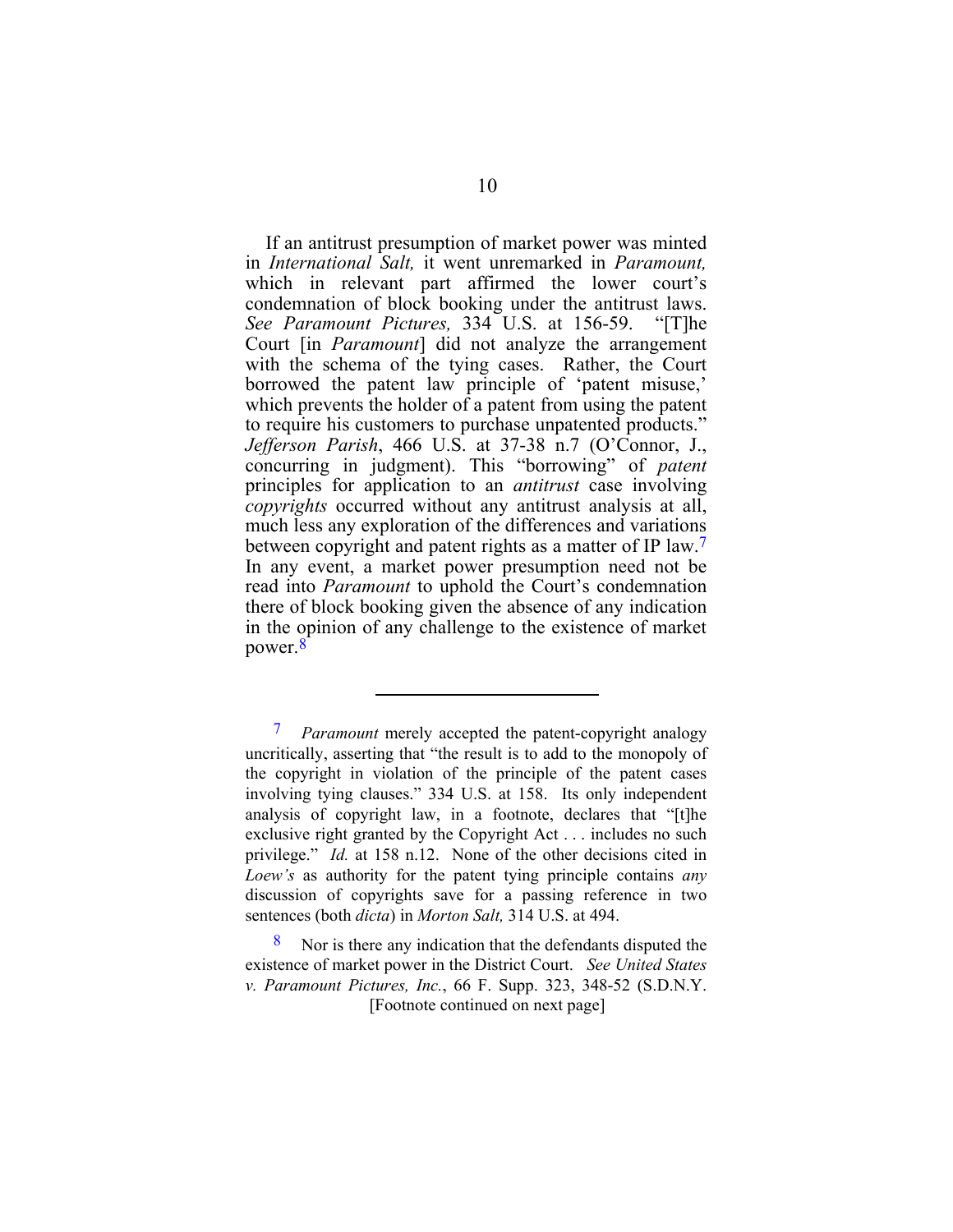If an antitrust presumption of market power was minted in *International Salt,* it went unremarked in *Paramount,* which in relevant part affirmed the lower court's condemnation of block booking under the antitrust laws. *See Paramount Pictures,* 334 U.S. at 156-59. "[T]he Court [in *Paramount*] did not analyze the arrangement with the schema of the tying cases. Rather, the Court borrowed the patent law principle of 'patent misuse,' which prevents the holder of a patent from using the patent to require his customers to purchase unpatented products." *Jefferson Parish*, 466 U.S. at 37-38 n.7 (O'Connor, J., concurring in judgment). This "borrowing" of *patent* principles for application to an *antitrust* case involving *copyrights* occurred without any antitrust analysis at all, much less any exploration of the differences and variations between copyright and patent rights as a matter of IP law.[7] In any event, a market power presumption need not be read into *Paramount* to uphold the Court's condemnation there of block booking given the absence of any indication in the opinion of any challenge to the existence of market power.[8]

---

[7] *Paramount* merely accepted the patent-copyright analogy uncritically, asserting that "the result is to add to the monopoly of the copyright in violation of the principle of the patent cases involving tying clauses." 334 U.S. at 158. Its only independent analysis of copyright law, in a footnote, declares that "[t]he exclusive right granted by the Copyright Act . . . includes no such privilege." *Id.* at 158 n.12. None of the other decisions cited in *Loew's* as authority for the patent tying principle contains *any* discussion of copyrights save for a passing reference in two sentences (both *dicta*) in *Morton Salt,* 314 U.S. at 494.

[8] Nor is there any indication that the defendants disputed the existence of market power in the District Court. *See United States v. Paramount Pictures, Inc.*, 66 F. Supp. 323, 348-52 (S.D.N.Y. [Footnote continued on next page]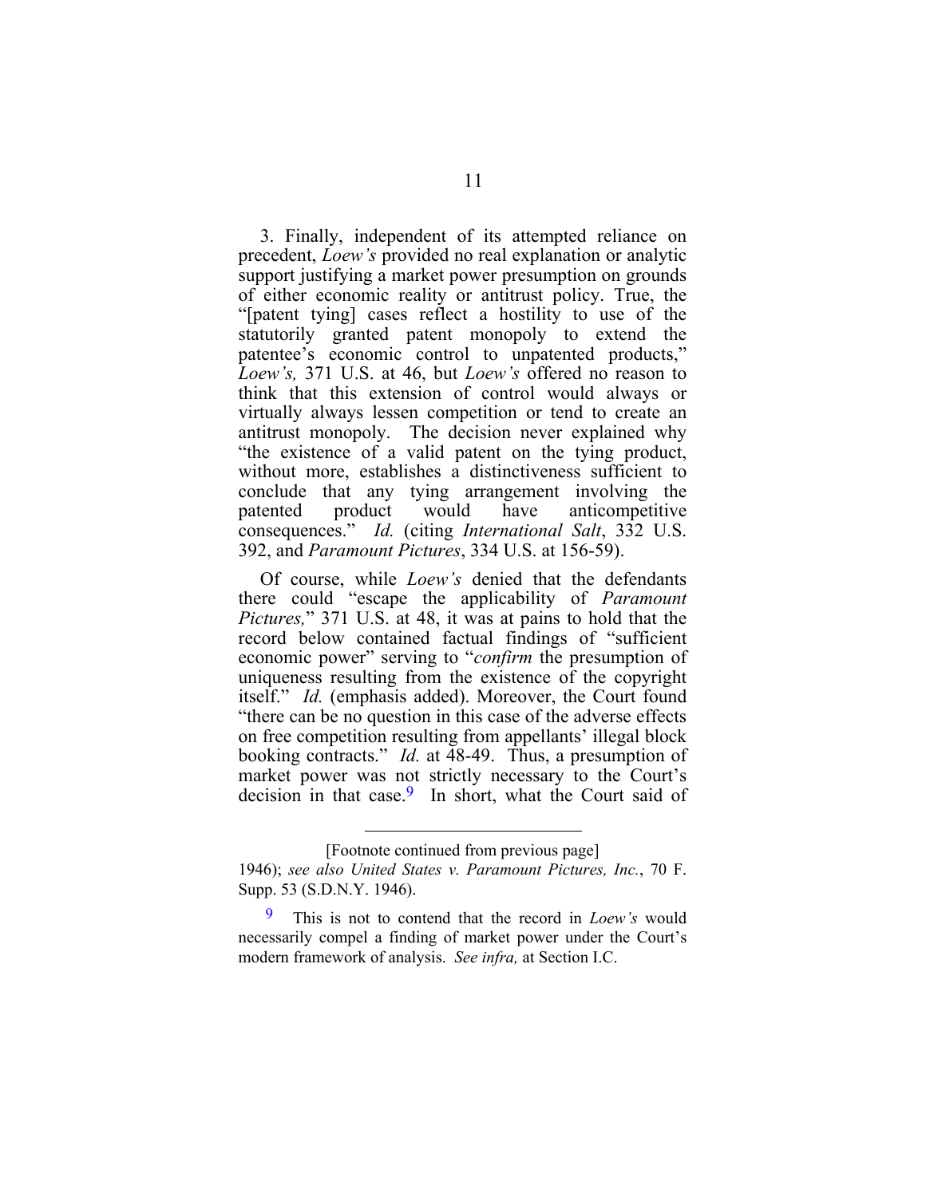3. Finally, independent of its attempted reliance on precedent, *Loew's* provided no real explanation or analytic support justifying a market power presumption on grounds of either economic reality or antitrust policy. True, the "[patent tying] cases reflect a hostility to use of the statutorily granted patent monopoly to extend the patentee's economic control to unpatented products," *Loew's,* 371 U.S. at 46, but *Loew's* offered no reason to think that this extension of control would always or virtually always lessen competition or tend to create an antitrust monopoly. The decision never explained why "the existence of a valid patent on the tying product, without more, establishes a distinctiveness sufficient to conclude that any tying arrangement involving the patented product would have anticompetitive consequences." *Id.* (citing *International Salt*, 332 U.S. 392, and *Paramount Pictures*, 334 U.S. at 156-59).

Of course, while *Loew's* denied that the defendants there could "escape the applicability of *Paramount Pictures,*" 371 U.S. at 48, it was at pains to hold that the record below contained factual findings of "sufficient economic power" serving to "*confirm* the presumption of uniqueness resulting from the existence of the copyright itself." *Id.* (emphasis added). Moreover, the Court found "there can be no question in this case of the adverse effects on free competition resulting from appellants' illegal block booking contracts." *Id.* at 48-49. Thus, a presumption of market power was not strictly necessary to the Court's decision in that case.[9] In short, what the Court said of

---

[Footnote continued from previous page]

1946); *see also United States v. Paramount Pictures, Inc.*, 70 F. Supp. 53 (S.D.N.Y. 1946).

[9] This is not to contend that the record in *Loew's* would necessarily compel a finding of market power under the Court's modern framework of analysis. *See infra,* at Section I.C.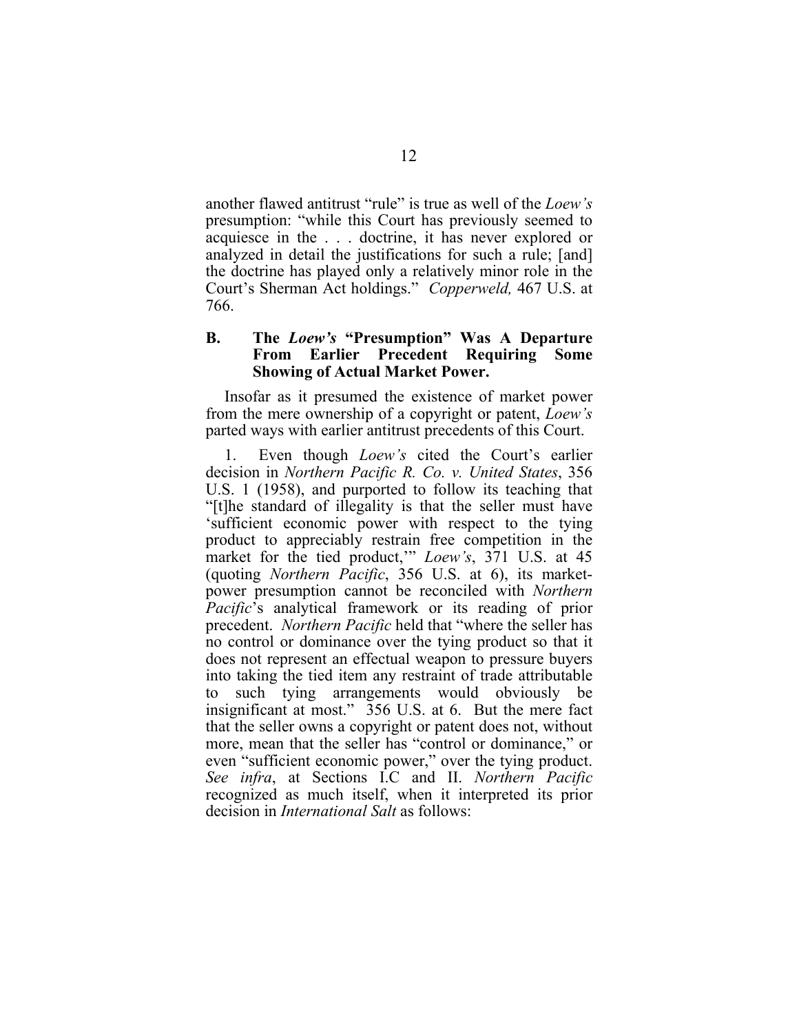another flawed antitrust "rule" is true as well of the *Loew's* presumption: "while this Court has previously seemed to acquiesce in the . . . doctrine, it has never explored or analyzed in detail the justifications for such a rule; [and] the doctrine has played only a relatively minor role in the Court's Sherman Act holdings." *Copperweld,* 467 U.S. at 766.

### B. The *Loew's* "Presumption" Was A Departure From Earlier Precedent Requiring Some Showing of Actual Market Power.

Insofar as it presumed the existence of market power from the mere ownership of a copyright or patent, *Loew's* parted ways with earlier antitrust precedents of this Court.

1. Even though *Loew's* cited the Court's earlier decision in *Northern Pacific R. Co. v. United States*, 356 U.S. 1 (1958), and purported to follow its teaching that "[t]he standard of illegality is that the seller must have 'sufficient economic power with respect to the tying product to appreciably restrain free competition in the market for the tied product,'" *Loew's*, 371 U.S. at 45 (quoting *Northern Pacific*, 356 U.S. at 6), its market-power presumption cannot be reconciled with *Northern Pacific*'s analytical framework or its reading of prior precedent. *Northern Pacific* held that "where the seller has no control or dominance over the tying product so that it does not represent an effectual weapon to pressure buyers into taking the tied item any restraint of trade attributable to such tying arrangements would obviously be insignificant at most." 356 U.S. at 6. But the mere fact that the seller owns a copyright or patent does not, without more, mean that the seller has "control or dominance," or even "sufficient economic power," over the tying product. *See infra*, at Sections I.C and II. *Northern Pacific* recognized as much itself, when it interpreted its prior decision in *International Salt* as follows: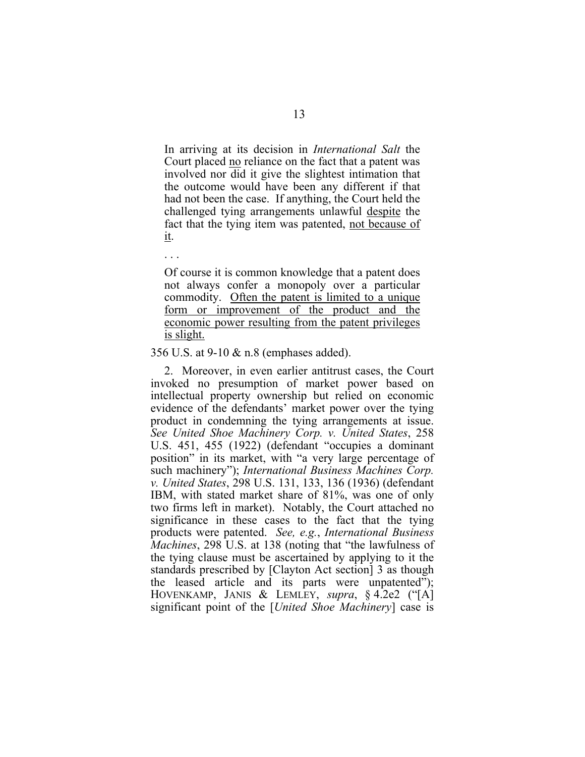> In arriving at its decision in *International Salt* the Court placed <u>no</u> reliance on the fact that a patent was involved nor did it give the slightest intimation that the outcome would have been any different if that had not been the case. If anything, the Court held the challenged tying arrangements unlawful <u>despite</u> the fact that the tying item was patented, <u>not because of it</u>.
>
> . . .
>
> Of course it is common knowledge that a patent does not always confer a monopoly over a particular commodity. <u>Often the patent is limited to a unique form or improvement of the product and the economic power resulting from the patent privileges is slight.</u>

356 U.S. at 9-10 & n.8 (emphases added).

2. Moreover, in even earlier antitrust cases, the Court invoked no presumption of market power based on intellectual property ownership but relied on economic evidence of the defendants' market power over the tying product in condemning the tying arrangements at issue. *See United Shoe Machinery Corp. v. United States*, 258 U.S. 451, 455 (1922) (defendant "occupies a dominant position" in its market, with "a very large percentage of such machinery"); *International Business Machines Corp. v. United States*, 298 U.S. 131, 133, 136 (1936) (defendant IBM, with stated market share of 81%, was one of only two firms left in market). Notably, the Court attached no significance in these cases to the fact that the tying products were patented. *See, e.g.*, *International Business Machines*, 298 U.S. at 138 (noting that "the lawfulness of the tying clause must be ascertained by applying to it the standards prescribed by [Clayton Act section] 3 as though the leased article and its parts were unpatented"); HOVENKAMP, JANIS & LEMLEY, *supra*, § 4.2e2 ("[A] significant point of the [*United Shoe Machinery*] case is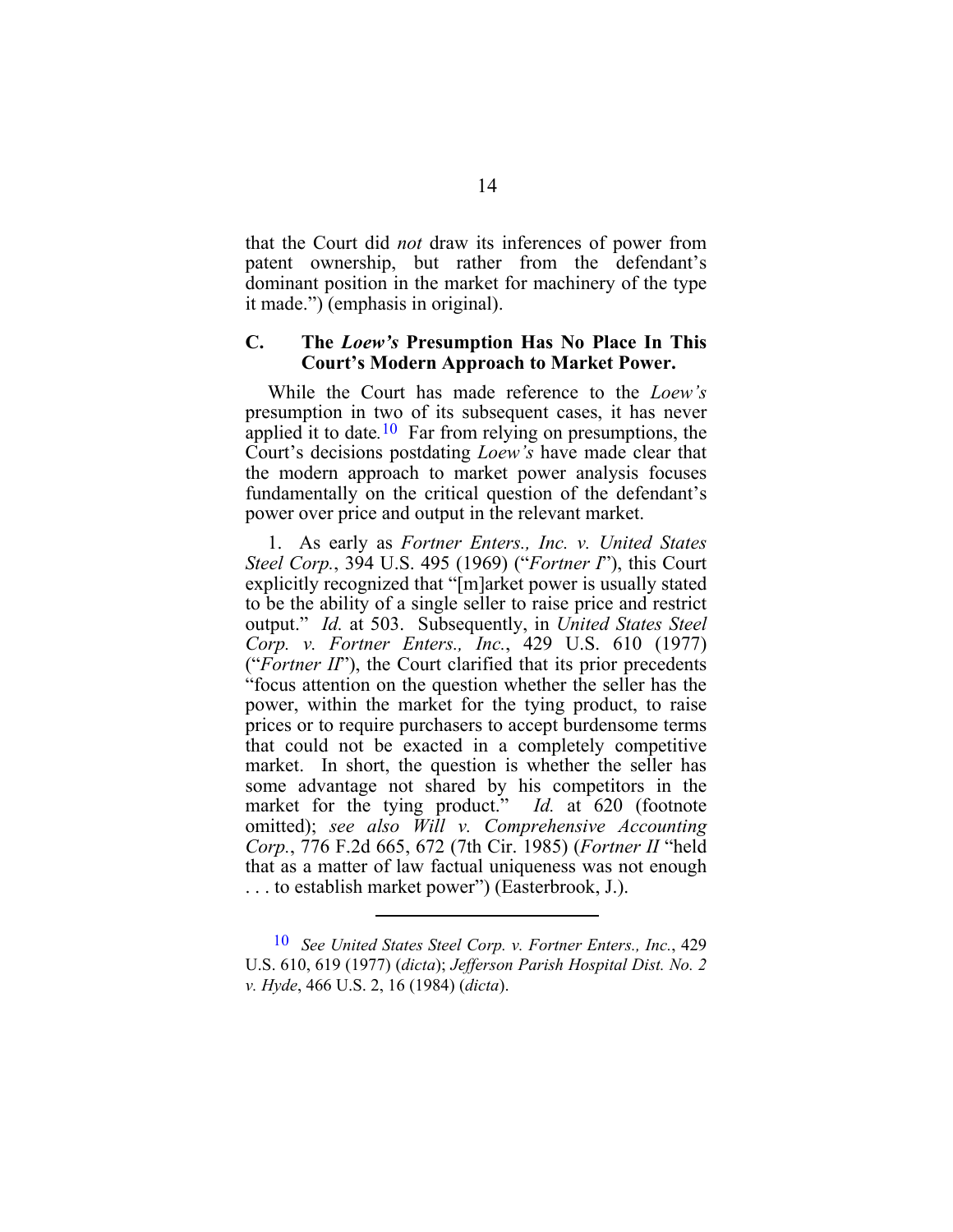that the Court did *not* draw its inferences of power from patent ownership, but rather from the defendant's dominant position in the market for machinery of the type it made.") (emphasis in original).

### C. The *Loew's* Presumption Has No Place In This Court's Modern Approach to Market Power.

While the Court has made reference to the *Loew's* presumption in two of its subsequent cases, it has never applied it to date.[10] Far from relying on presumptions, the Court's decisions postdating *Loew's* have made clear that the modern approach to market power analysis focuses fundamentally on the critical question of the defendant's power over price and output in the relevant market.

1. As early as *Fortner Enters., Inc. v. United States Steel Corp.*, 394 U.S. 495 (1969) ("*Fortner I*"), this Court explicitly recognized that "[m]arket power is usually stated to be the ability of a single seller to raise price and restrict output." *Id.* at 503. Subsequently, in *United States Steel Corp. v. Fortner Enters., Inc.*, 429 U.S. 610 (1977) ("*Fortner II*"), the Court clarified that its prior precedents "focus attention on the question whether the seller has the power, within the market for the tying product, to raise prices or to require purchasers to accept burdensome terms that could not be exacted in a completely competitive market. In short, the question is whether the seller has some advantage not shared by his competitors in the market for the tying product." *Id.* at 620 (footnote omitted); *see also Will v. Comprehensive Accounting Corp.*, 776 F.2d 665, 672 (7th Cir. 1985) (*Fortner II* "held that as a matter of law factual uniqueness was not enough . . . to establish market power") (Easterbrook, J.).

---

[10] *See United States Steel Corp. v. Fortner Enters., Inc.*, 429 U.S. 610, 619 (1977) (*dicta*); *Jefferson Parish Hospital Dist. No. 2 v. Hyde*, 466 U.S. 2, 16 (1984) (*dicta*).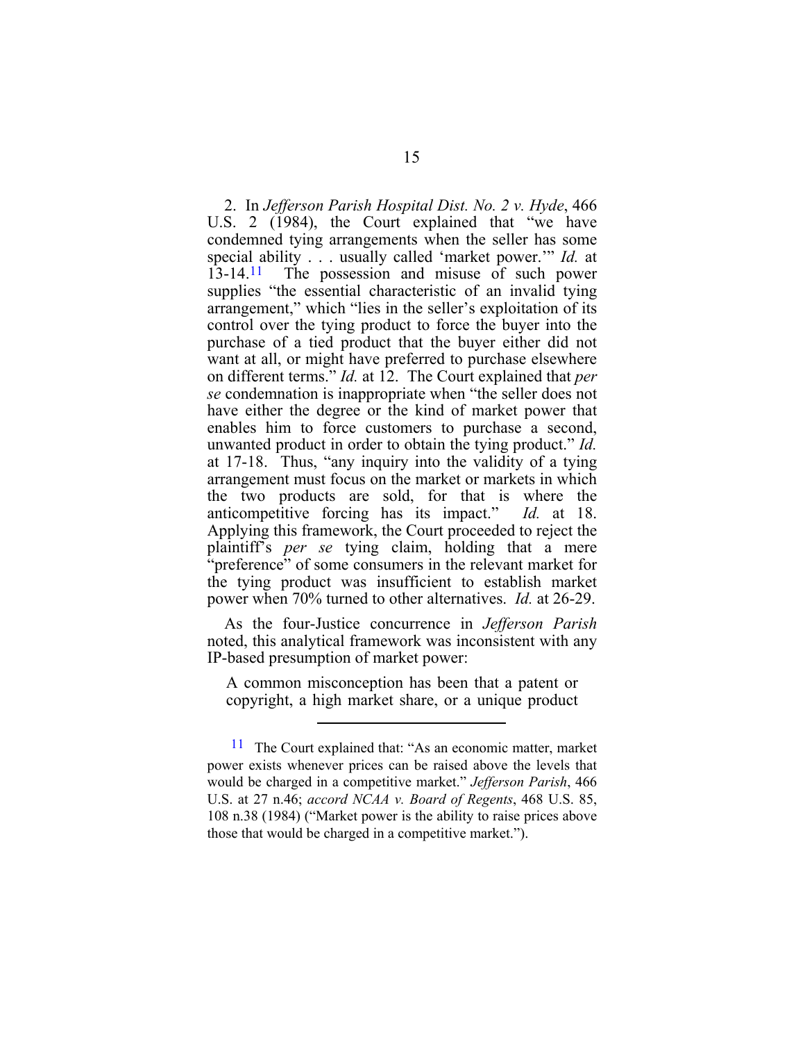2. In *Jefferson Parish Hospital Dist. No. 2 v. Hyde*, 466 U.S. 2 (1984), the Court explained that "we have condemned tying arrangements when the seller has some special ability . . . usually called 'market power.'" *Id.* at 13-14.[11] The possession and misuse of such power supplies "the essential characteristic of an invalid tying arrangement," which "lies in the seller's exploitation of its control over the tying product to force the buyer into the purchase of a tied product that the buyer either did not want at all, or might have preferred to purchase elsewhere on different terms." *Id.* at 12. The Court explained that *per se* condemnation is inappropriate when "the seller does not have either the degree or the kind of market power that enables him to force customers to purchase a second, unwanted product in order to obtain the tying product." *Id.* at 17-18. Thus, "any inquiry into the validity of a tying arrangement must focus on the market or markets in which the two products are sold, for that is where the anticompetitive forcing has its impact." *Id.* at 18. Applying this framework, the Court proceeded to reject the plaintiff's *per se* tying claim, holding that a mere "preference" of some consumers in the relevant market for the tying product was insufficient to establish market power when 70% turned to other alternatives. *Id.* at 26-29.

As the four-Justice concurrence in *Jefferson Parish* noted, this analytical framework was inconsistent with any IP-based presumption of market power:

> A common misconception has been that a patent or copyright, a high market share, or a unique product

[11] The Court explained that: "As an economic matter, market power exists whenever prices can be raised above the levels that would be charged in a competitive market." *Jefferson Parish*, 466 U.S. at 27 n.46; *accord NCAA v. Board of Regents*, 468 U.S. 85, 108 n.38 (1984) ("Market power is the ability to raise prices above those that would be charged in a competitive market.").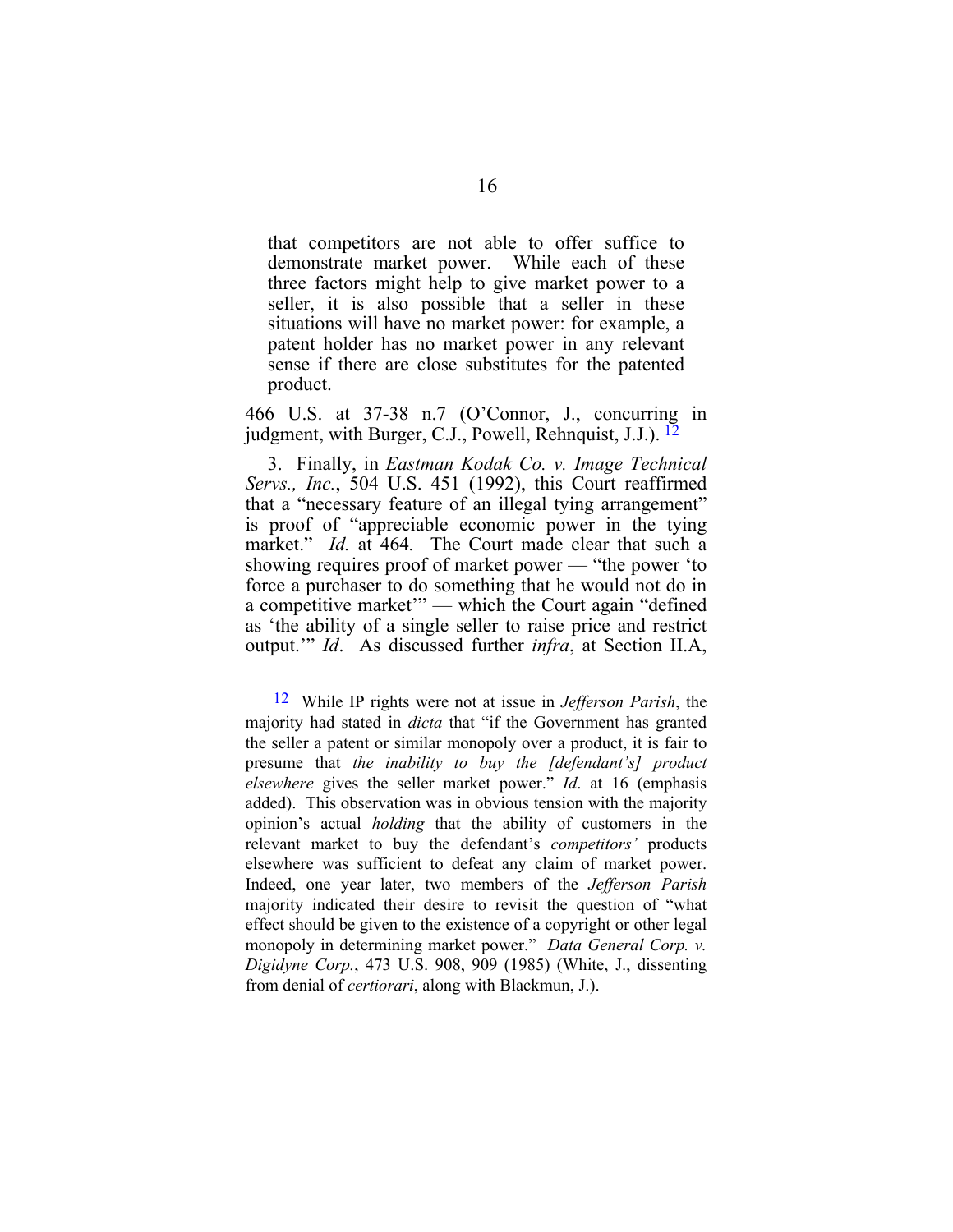> that competitors are not able to offer suffice to demonstrate market power. While each of these three factors might help to give market power to a seller, it is also possible that a seller in these situations will have no market power: for example, a patent holder has no market power in any relevant sense if there are close substitutes for the patented product.

466 U.S. at 37-38 n.7 (O'Connor, J., concurring in judgment, with Burger, C.J., Powell, Rehnquist, J.J.). [12]

3. Finally, in *Eastman Kodak Co. v. Image Technical Servs., Inc.*, 504 U.S. 451 (1992), this Court reaffirmed that a "necessary feature of an illegal tying arrangement" is proof of "appreciable economic power in the tying market." *Id.* at 464. The Court made clear that such a showing requires proof of market power — "the power 'to force a purchaser to do something that he would not do in a competitive market'" — which the Court again "defined as 'the ability of a single seller to raise price and restrict output.'" *Id*. As discussed further *infra*, at Section II.A,

---

[12] While IP rights were not at issue in *Jefferson Parish*, the majority had stated in *dicta* that "if the Government has granted the seller a patent or similar monopoly over a product, it is fair to presume that *the inability to buy the [defendant's] product elsewhere* gives the seller market power." *Id*. at 16 (emphasis added). This observation was in obvious tension with the majority opinion's actual *holding* that the ability of customers in the relevant market to buy the defendant's *competitors'* products elsewhere was sufficient to defeat any claim of market power. Indeed, one year later, two members of the *Jefferson Parish* majority indicated their desire to revisit the question of "what effect should be given to the existence of a copyright or other legal monopoly in determining market power." *Data General Corp. v. Digidyne Corp.*, 473 U.S. 908, 909 (1985) (White, J., dissenting from denial of *certiorari*, along with Blackmun, J.).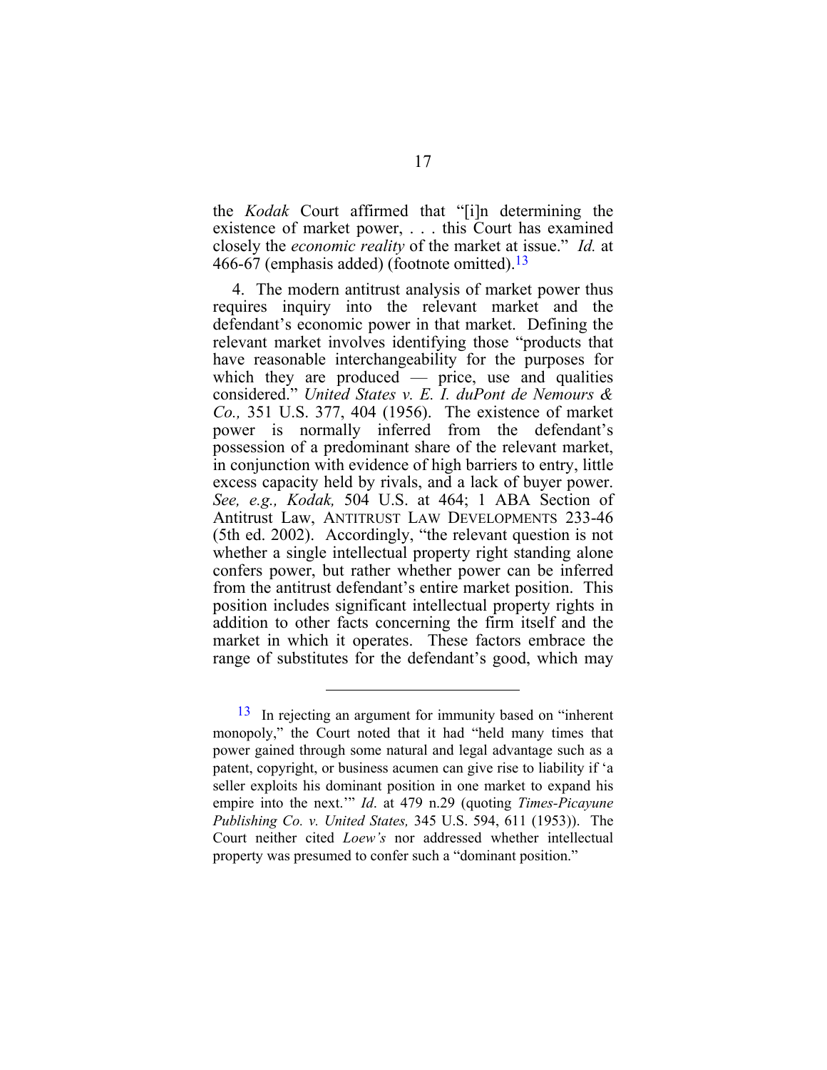the *Kodak* Court affirmed that "[i]n determining the existence of market power, . . . this Court has examined closely the *economic reality* of the market at issue." *Id.* at 466-67 (emphasis added) (footnote omitted).[13]

4. The modern antitrust analysis of market power thus requires inquiry into the relevant market and the defendant's economic power in that market. Defining the relevant market involves identifying those "products that have reasonable interchangeability for the purposes for which they are produced — price, use and qualities considered." *United States v. E. I. duPont de Nemours & Co.,* 351 U.S. 377, 404 (1956). The existence of market power is normally inferred from the defendant's possession of a predominant share of the relevant market, in conjunction with evidence of high barriers to entry, little excess capacity held by rivals, and a lack of buyer power. *See, e.g., Kodak,* 504 U.S. at 464; 1 ABA Section of Antitrust Law, ANTITRUST LAW DEVELOPMENTS 233-46 (5th ed. 2002). Accordingly, "the relevant question is not whether a single intellectual property right standing alone confers power, but rather whether power can be inferred from the antitrust defendant's entire market position. This position includes significant intellectual property rights in addition to other facts concerning the firm itself and the market in which it operates. These factors embrace the range of substitutes for the defendant's good, which may

---

[13] In rejecting an argument for immunity based on "inherent monopoly," the Court noted that it had "held many times that power gained through some natural and legal advantage such as a patent, copyright, or business acumen can give rise to liability if 'a seller exploits his dominant position in one market to expand his empire into the next.'" *Id*. at 479 n.29 (quoting *Times-Picayune Publishing Co. v. United States,* 345 U.S. 594, 611 (1953)). The Court neither cited *Loew's* nor addressed whether intellectual property was presumed to confer such a "dominant position."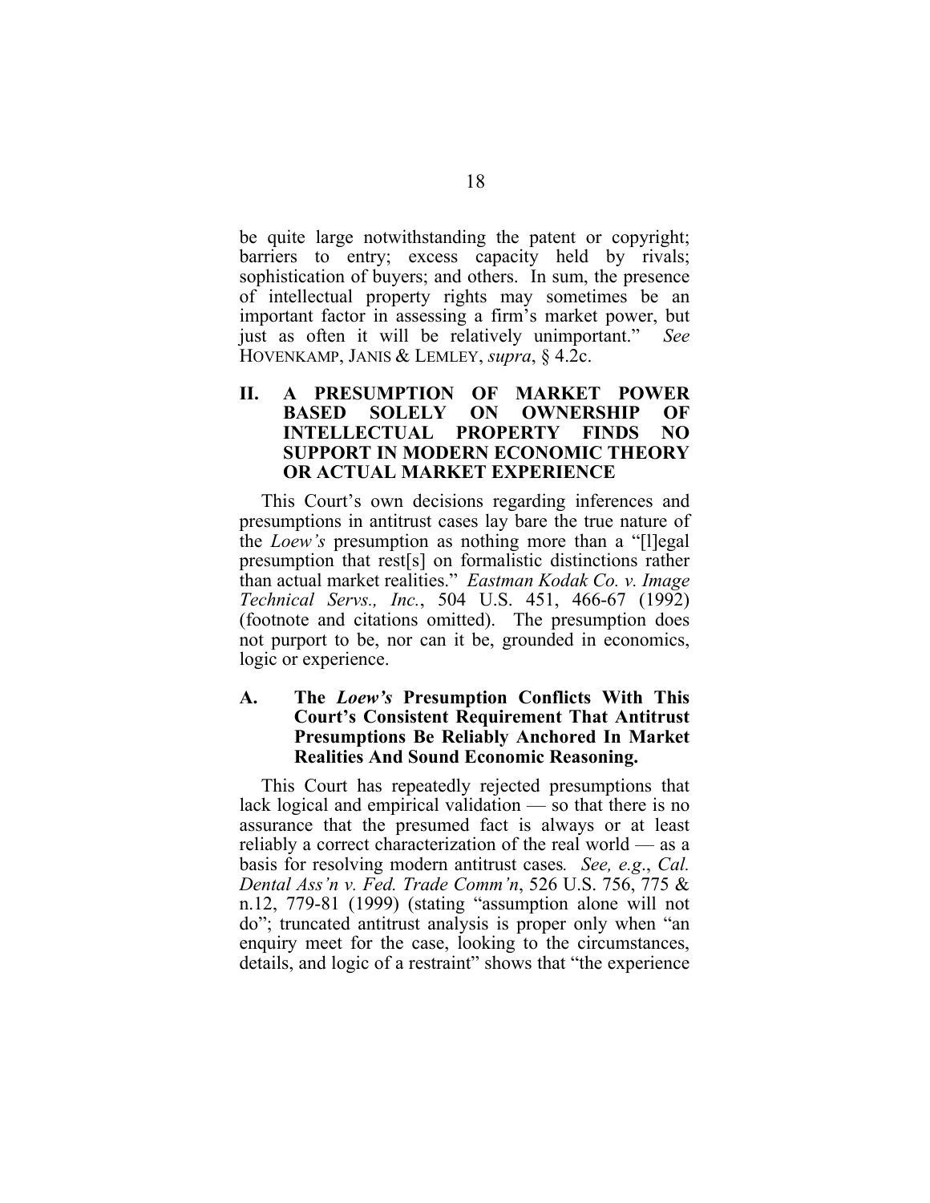be quite large notwithstanding the patent or copyright; barriers to entry; excess capacity held by rivals; sophistication of buyers; and others. In sum, the presence of intellectual property rights may sometimes be an important factor in assessing a firm's market power, but just as often it will be relatively unimportant." *See* HOVENKAMP, JANIS & LEMLEY, *supra*, § 4.2c.

## II. A PRESUMPTION OF MARKET POWER BASED SOLELY ON OWNERSHIP OF INTELLECTUAL PROPERTY FINDS NO SUPPORT IN MODERN ECONOMIC THEORY OR ACTUAL MARKET EXPERIENCE

This Court's own decisions regarding inferences and presumptions in antitrust cases lay bare the true nature of the *Loew's* presumption as nothing more than a "[l]egal presumption that rest[s] on formalistic distinctions rather than actual market realities." *Eastman Kodak Co. v. Image Technical Servs., Inc.*, 504 U.S. 451, 466-67 (1992) (footnote and citations omitted). The presumption does not purport to be, nor can it be, grounded in economics, logic or experience.

### A. The *Loew's* Presumption Conflicts With This Court's Consistent Requirement That Antitrust Presumptions Be Reliably Anchored In Market Realities And Sound Economic Reasoning.

This Court has repeatedly rejected presumptions that lack logical and empirical validation — so that there is no assurance that the presumed fact is always or at least reliably a correct characterization of the real world — as a basis for resolving modern antitrust cases*. See, e.g.*, *Cal. Dental Ass'n v. Fed. Trade Comm'n*, 526 U.S. 756, 775 & n.12, 779-81 (1999) (stating "assumption alone will not do"; truncated antitrust analysis is proper only when "an enquiry meet for the case, looking to the circumstances, details, and logic of a restraint" shows that "the experience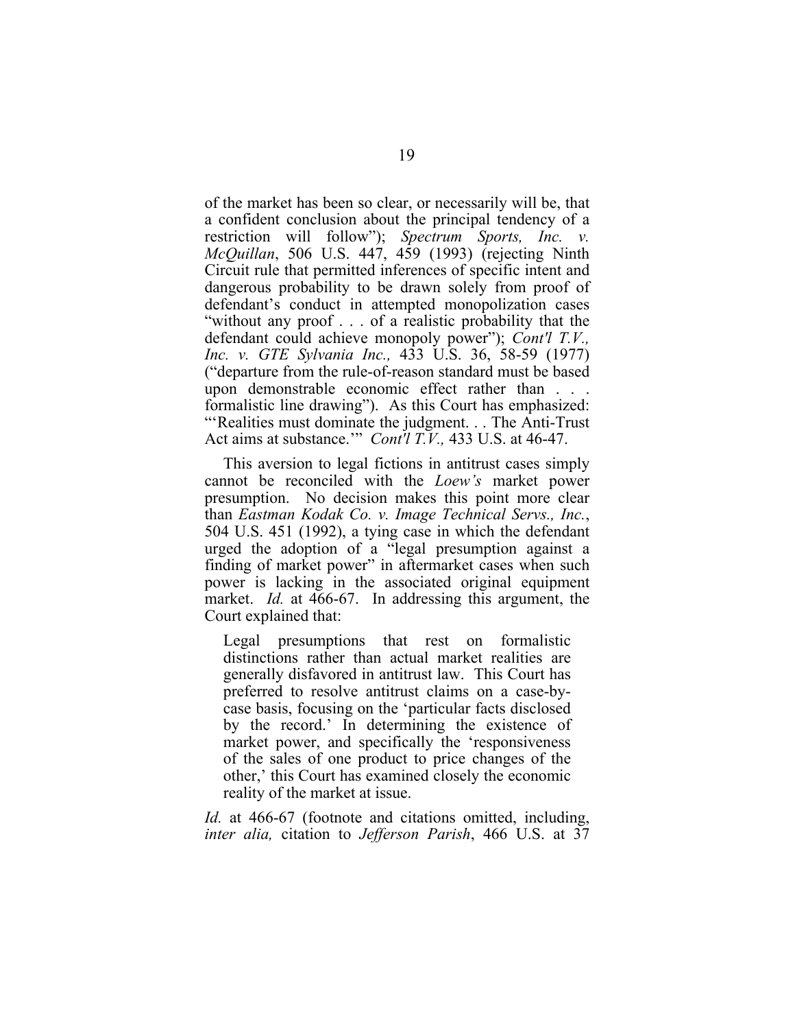of the market has been so clear, or necessarily will be, that a confident conclusion about the principal tendency of a restriction will follow"); *Spectrum Sports, Inc. v. McQuillan*, 506 U.S. 447, 459 (1993) (rejecting Ninth Circuit rule that permitted inferences of specific intent and dangerous probability to be drawn solely from proof of defendant's conduct in attempted monopolization cases "without any proof . . . of a realistic probability that the defendant could achieve monopoly power"); *Cont'l T.V., Inc. v. GTE Sylvania Inc.,* 433 U.S. 36, 58-59 (1977) ("departure from the rule-of-reason standard must be based upon demonstrable economic effect rather than . . . formalistic line drawing"). As this Court has emphasized: "'Realities must dominate the judgment. . . The Anti-Trust Act aims at substance.'" *Cont'l T.V.,* 433 U.S. at 46-47.

This aversion to legal fictions in antitrust cases simply cannot be reconciled with the *Loew's* market power presumption. No decision makes this point more clear than *Eastman Kodak Co. v. Image Technical Servs., Inc.*, 504 U.S. 451 (1992), a tying case in which the defendant urged the adoption of a "legal presumption against a finding of market power" in aftermarket cases when such power is lacking in the associated original equipment market. *Id.* at 466-67. In addressing this argument, the Court explained that:

> Legal presumptions that rest on formalistic distinctions rather than actual market realities are generally disfavored in antitrust law. This Court has preferred to resolve antitrust claims on a case-by-case basis, focusing on the 'particular facts disclosed by the record.' In determining the existence of market power, and specifically the 'responsiveness of the sales of one product to price changes of the other,' this Court has examined closely the economic reality of the market at issue.

*Id.* at 466-67 (footnote and citations omitted, including, *inter alia,* citation to *Jefferson Parish*, 466 U.S. at 37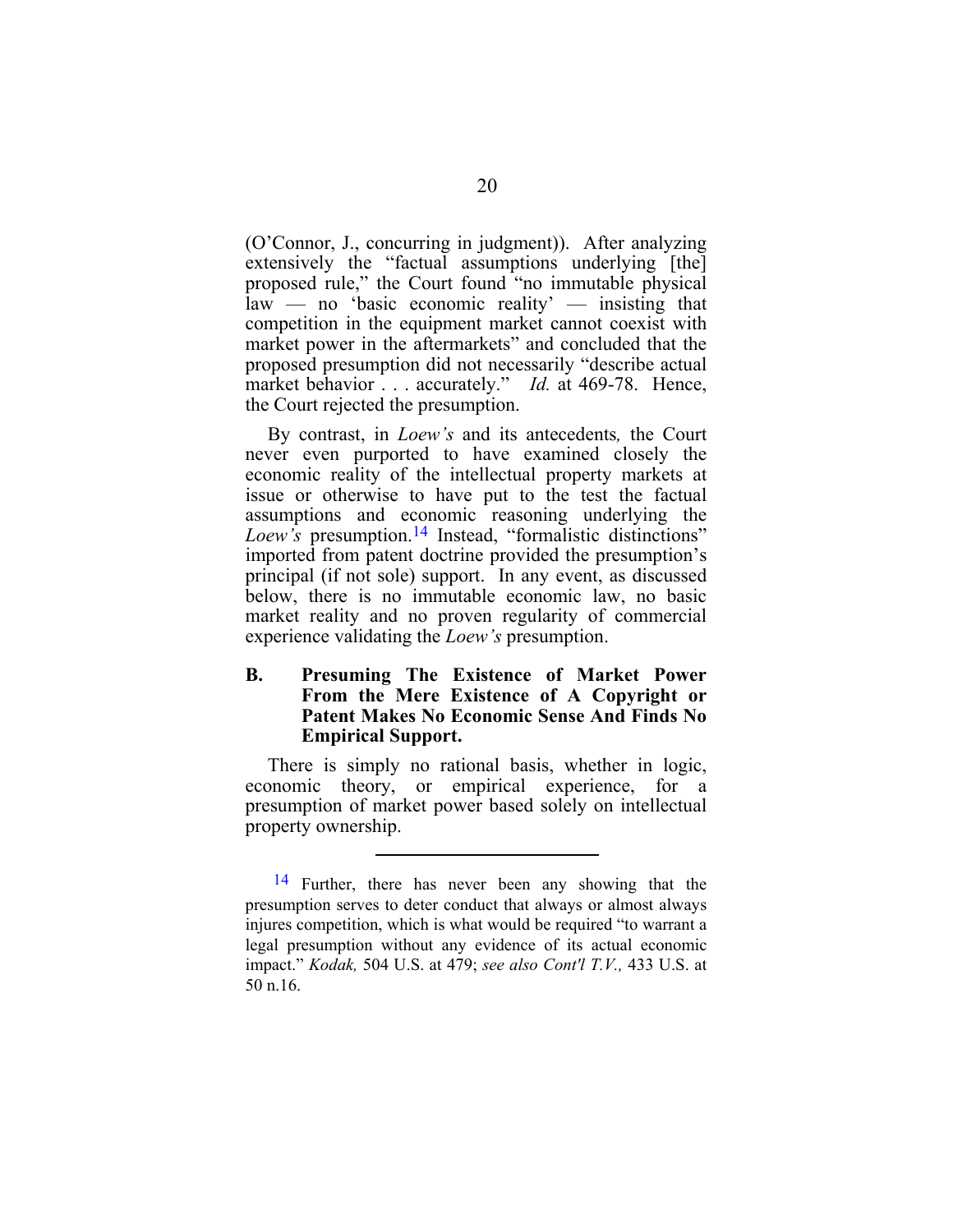(O'Connor, J., concurring in judgment)). After analyzing extensively the "factual assumptions underlying [the] proposed rule," the Court found "no immutable physical law — no 'basic economic reality' — insisting that competition in the equipment market cannot coexist with market power in the aftermarkets" and concluded that the proposed presumption did not necessarily "describe actual market behavior . . . accurately." *Id.* at 469-78. Hence, the Court rejected the presumption.

By contrast, in *Loew's* and its antecedents, the Court never even purported to have examined closely the economic reality of the intellectual property markets at issue or otherwise to have put to the test the factual assumptions and economic reasoning underlying the *Loew's* presumption.[14] Instead, "formalistic distinctions" imported from patent doctrine provided the presumption's principal (if not sole) support. In any event, as discussed below, there is no immutable economic law, no basic market reality and no proven regularity of commercial experience validating the *Loew's* presumption.

## B. Presuming The Existence of Market Power From the Mere Existence of A Copyright or Patent Makes No Economic Sense And Finds No Empirical Support.

There is simply no rational basis, whether in logic, economic theory, or empirical experience, for a presumption of market power based solely on intellectual property ownership.

---

[14] Further, there has never been any showing that the presumption serves to deter conduct that always or almost always injures competition, which is what would be required "to warrant a legal presumption without any evidence of its actual economic impact." *Kodak,* 504 U.S. at 479; *see also Cont'l T.V.,* 433 U.S. at 50 n.16.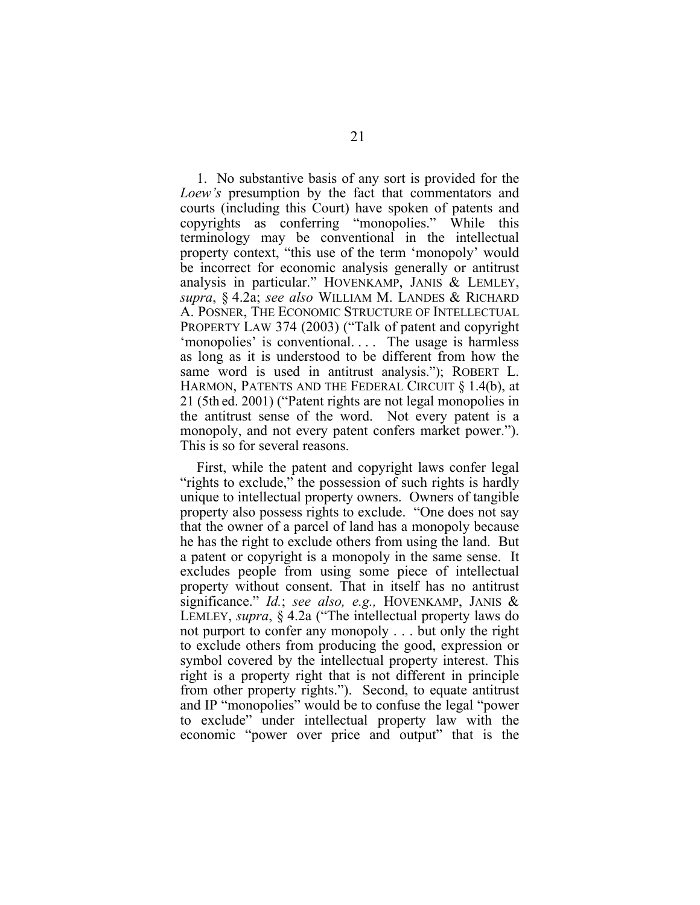1. No substantive basis of any sort is provided for the *Loew's* presumption by the fact that commentators and courts (including this Court) have spoken of patents and copyrights as conferring "monopolies." While this terminology may be conventional in the intellectual property context, "this use of the term 'monopoly' would be incorrect for economic analysis generally or antitrust analysis in particular." HOVENKAMP, JANIS & LEMLEY, *supra*, § 4.2a; *see also* WILLIAM M. LANDES & RICHARD A. POSNER, THE ECONOMIC STRUCTURE OF INTELLECTUAL PROPERTY LAW 374 (2003) ("Talk of patent and copyright 'monopolies' is conventional. . . . The usage is harmless as long as it is understood to be different from how the same word is used in antitrust analysis."); ROBERT L. HARMON, PATENTS AND THE FEDERAL CIRCUIT § 1.4(b), at 21 (5th ed. 2001) ("Patent rights are not legal monopolies in the antitrust sense of the word. Not every patent is a monopoly, and not every patent confers market power."). This is so for several reasons.

First, while the patent and copyright laws confer legal "rights to exclude," the possession of such rights is hardly unique to intellectual property owners. Owners of tangible property also possess rights to exclude. "One does not say that the owner of a parcel of land has a monopoly because he has the right to exclude others from using the land. But a patent or copyright is a monopoly in the same sense. It excludes people from using some piece of intellectual property without consent. That in itself has no antitrust significance." *Id.*; *see also, e.g.,* HOVENKAMP, JANIS & LEMLEY, *supra*, § 4.2a ("The intellectual property laws do not purport to confer any monopoly . . . but only the right to exclude others from producing the good, expression or symbol covered by the intellectual property interest. This right is a property right that is not different in principle from other property rights."). Second, to equate antitrust and IP "monopolies" would be to confuse the legal "power to exclude" under intellectual property law with the economic "power over price and output" that is the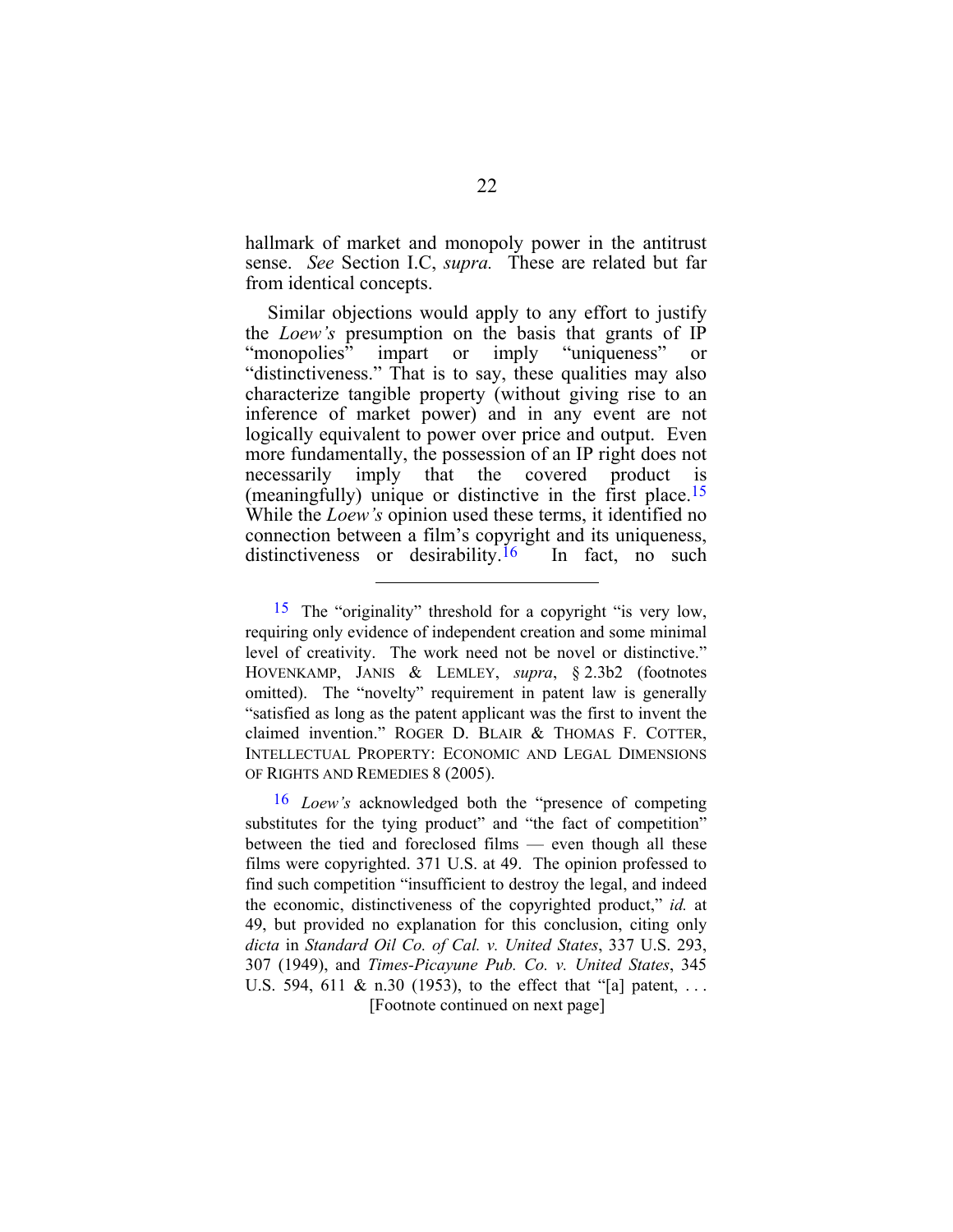hallmark of market and monopoly power in the antitrust sense. *See* Section I.C, *supra.* These are related but far from identical concepts.

Similar objections would apply to any effort to justify the *Loew's* presumption on the basis that grants of IP "monopolies" impart or imply "uniqueness" or "distinctiveness." That is to say, these qualities may also characterize tangible property (without giving rise to an inference of market power) and in any event are not logically equivalent to power over price and output. Even more fundamentally, the possession of an IP right does not necessarily imply that the covered product is (meaningfully) unique or distinctive in the first place.[15] While the *Loew's* opinion used these terms, it identified no connection between a film's copyright and its uniqueness, distinctiveness or desirability.[16] In fact, no such

---

[15] The "originality" threshold for a copyright "is very low, requiring only evidence of independent creation and some minimal level of creativity. The work need not be novel or distinctive." HOVENKAMP, JANIS & LEMLEY, *supra*, § 2.3b2 (footnotes omitted). The "novelty" requirement in patent law is generally "satisfied as long as the patent applicant was the first to invent the claimed invention." ROGER D. BLAIR & THOMAS F. COTTER, INTELLECTUAL PROPERTY: ECONOMIC AND LEGAL DIMENSIONS OF RIGHTS AND REMEDIES 8 (2005).

[16] *Loew's* acknowledged both the "presence of competing substitutes for the tying product" and "the fact of competition" between the tied and foreclosed films — even though all these films were copyrighted. 371 U.S. at 49. The opinion professed to find such competition "insufficient to destroy the legal, and indeed the economic, distinctiveness of the copyrighted product," *id.* at 49, but provided no explanation for this conclusion, citing only *dicta* in *Standard Oil Co. of Cal. v. United States*, 337 U.S. 293, 307 (1949), and *Times-Picayune Pub. Co. v. United States*, 345 U.S. 594, 611 & n.30 (1953), to the effect that "[a] patent, . . .

[Footnote continued on next page]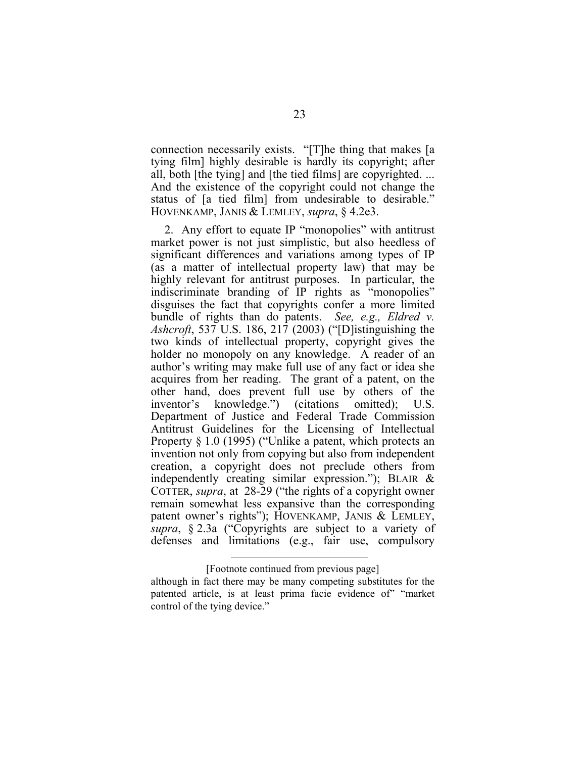connection necessarily exists. "[T]he thing that makes [a tying film] highly desirable is hardly its copyright; after all, both [the tying] and [the tied films] are copyrighted. ... And the existence of the copyright could not change the status of [a tied film] from undesirable to desirable." HOVENKAMP, JANIS & LEMLEY, *supra*, § 4.2e3.

2. Any effort to equate IP "monopolies" with antitrust market power is not just simplistic, but also heedless of significant differences and variations among types of IP (as a matter of intellectual property law) that may be highly relevant for antitrust purposes. In particular, the indiscriminate branding of IP rights as "monopolies" disguises the fact that copyrights confer a more limited bundle of rights than do patents. *See, e.g., Eldred v. Ashcroft*, 537 U.S. 186, 217 (2003) ("[D]istinguishing the two kinds of intellectual property, copyright gives the holder no monopoly on any knowledge. A reader of an author's writing may make full use of any fact or idea she acquires from her reading. The grant of a patent, on the other hand, does prevent full use by others of the inventor's knowledge.") (citations omitted); U.S. Department of Justice and Federal Trade Commission Antitrust Guidelines for the Licensing of Intellectual Property § 1.0 (1995) ("Unlike a patent, which protects an invention not only from copying but also from independent creation, a copyright does not preclude others from independently creating similar expression."); BLAIR & COTTER, *supra*, at 28-29 ("the rights of a copyright owner remain somewhat less expansive than the corresponding patent owner's rights"); HOVENKAMP, JANIS & LEMLEY, *supra*, § 2.3a ("Copyrights are subject to a variety of defenses and limitations (e.g., fair use, compulsory

---

[Footnote continued from previous page]

although in fact there may be many competing substitutes for the patented article, is at least prima facie evidence of" "market control of the tying device."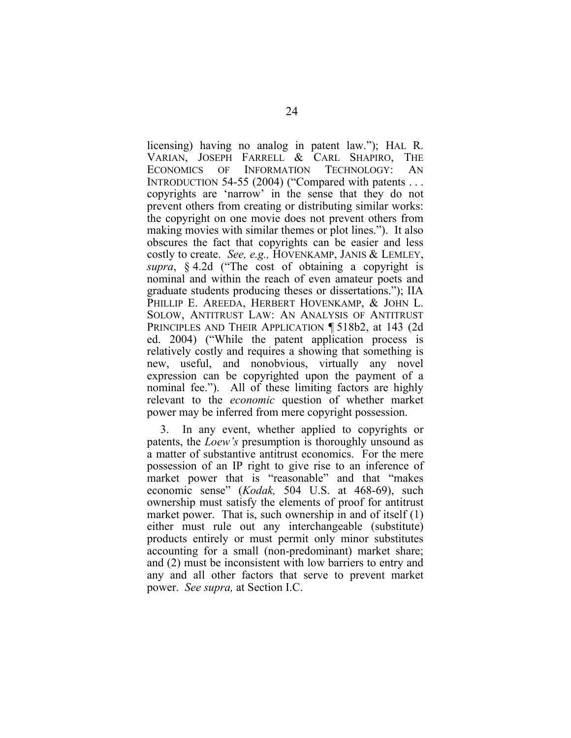licensing) having no analog in patent law."); HAL R. VARIAN, JOSEPH FARRELL & CARL SHAPIRO, THE ECONOMICS OF INFORMATION TECHNOLOGY: AN INTRODUCTION 54-55 (2004) ("Compared with patents . . . copyrights are 'narrow' in the sense that they do not prevent others from creating or distributing similar works: the copyright on one movie does not prevent others from making movies with similar themes or plot lines."). It also obscures the fact that copyrights can be easier and less costly to create. *See, e.g.,* HOVENKAMP, JANIS & LEMLEY, *supra*, § 4.2d ("The cost of obtaining a copyright is nominal and within the reach of even amateur poets and graduate students producing theses or dissertations."); IIA PHILLIP E. AREEDA, HERBERT HOVENKAMP, & JOHN L. SOLOW, ANTITRUST LAW: AN ANALYSIS OF ANTITRUST PRINCIPLES AND THEIR APPLICATION ¶ 518b2, at 143 (2d ed. 2004) ("While the patent application process is relatively costly and requires a showing that something is new, useful, and nonobvious, virtually any novel expression can be copyrighted upon the payment of a nominal fee."). All of these limiting factors are highly relevant to the *economic* question of whether market power may be inferred from mere copyright possession.

3. In any event, whether applied to copyrights or patents, the *Loew's* presumption is thoroughly unsound as a matter of substantive antitrust economics. For the mere possession of an IP right to give rise to an inference of market power that is "reasonable" and that "makes economic sense" (*Kodak,* 504 U.S. at 468-69), such ownership must satisfy the elements of proof for antitrust market power. That is, such ownership in and of itself (1) either must rule out any interchangeable (substitute) products entirely or must permit only minor substitutes accounting for a small (non-predominant) market share; and (2) must be inconsistent with low barriers to entry and any and all other factors that serve to prevent market power. *See supra,* at Section I.C.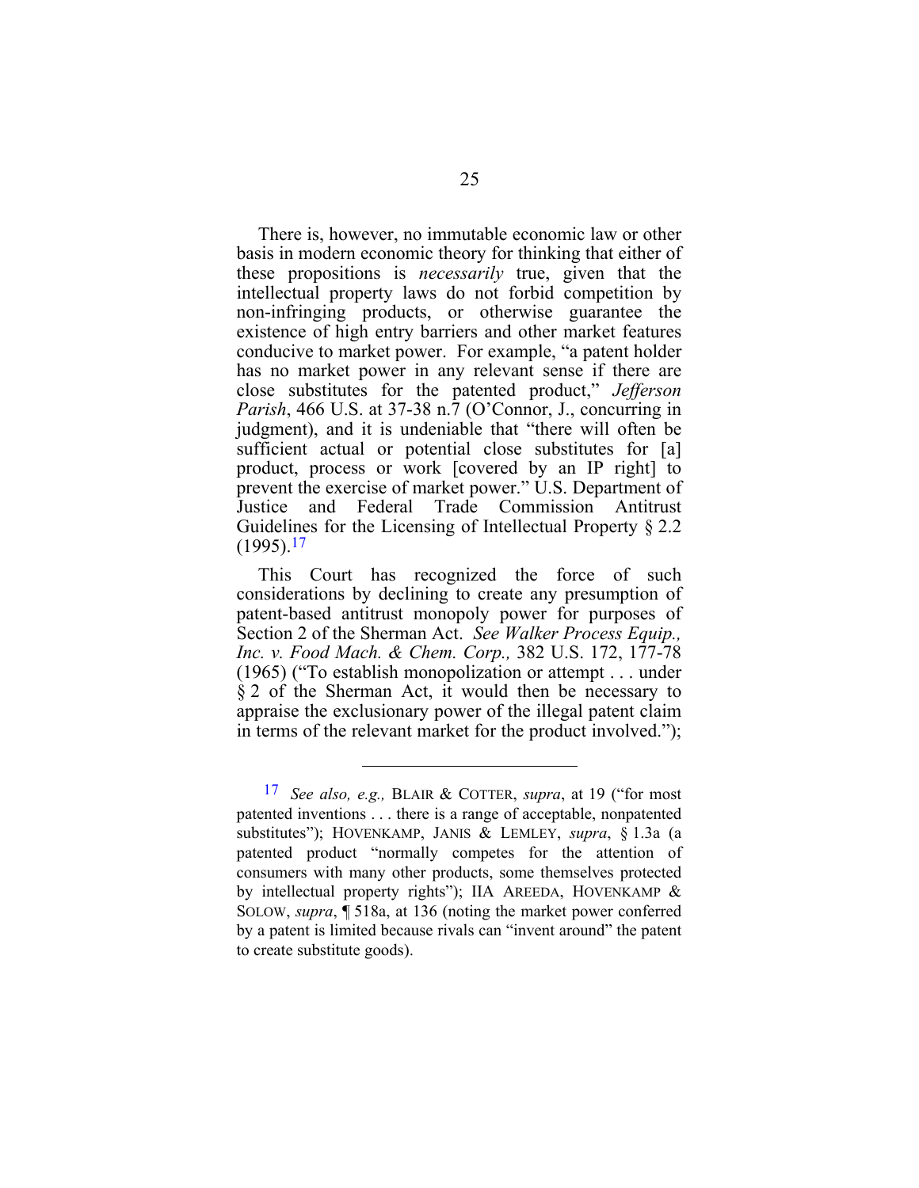There is, however, no immutable economic law or other basis in modern economic theory for thinking that either of these propositions is *necessarily* true, given that the intellectual property laws do not forbid competition by non-infringing products, or otherwise guarantee the existence of high entry barriers and other market features conducive to market power. For example, "a patent holder has no market power in any relevant sense if there are close substitutes for the patented product," *Jefferson Parish*, 466 U.S. at 37-38 n.7 (O'Connor, J., concurring in judgment), and it is undeniable that "there will often be sufficient actual or potential close substitutes for [a] product, process or work [covered by an IP right] to prevent the exercise of market power." U.S. Department of Justice and Federal Trade Commission Antitrust Guidelines for the Licensing of Intellectual Property § 2.2 (1995).[17]

This Court has recognized the force of such considerations by declining to create any presumption of patent-based antitrust monopoly power for purposes of Section 2 of the Sherman Act. *See Walker Process Equip., Inc. v. Food Mach. & Chem. Corp.,* 382 U.S. 172, 177-78 (1965) ("To establish monopolization or attempt . . . under § 2 of the Sherman Act, it would then be necessary to appraise the exclusionary power of the illegal patent claim in terms of the relevant market for the product involved.");

---

[17] *See also, e.g.,* BLAIR & COTTER, *supra*, at 19 ("for most patented inventions . . . there is a range of acceptable, nonpatented substitutes"); HOVENKAMP, JANIS & LEMLEY, *supra*, § 1.3a (a patented product "normally competes for the attention of consumers with many other products, some themselves protected by intellectual property rights"); IIA AREEDA, HOVENKAMP & SOLOW, *supra*, ¶ 518a, at 136 (noting the market power conferred by a patent is limited because rivals can "invent around" the patent to create substitute goods).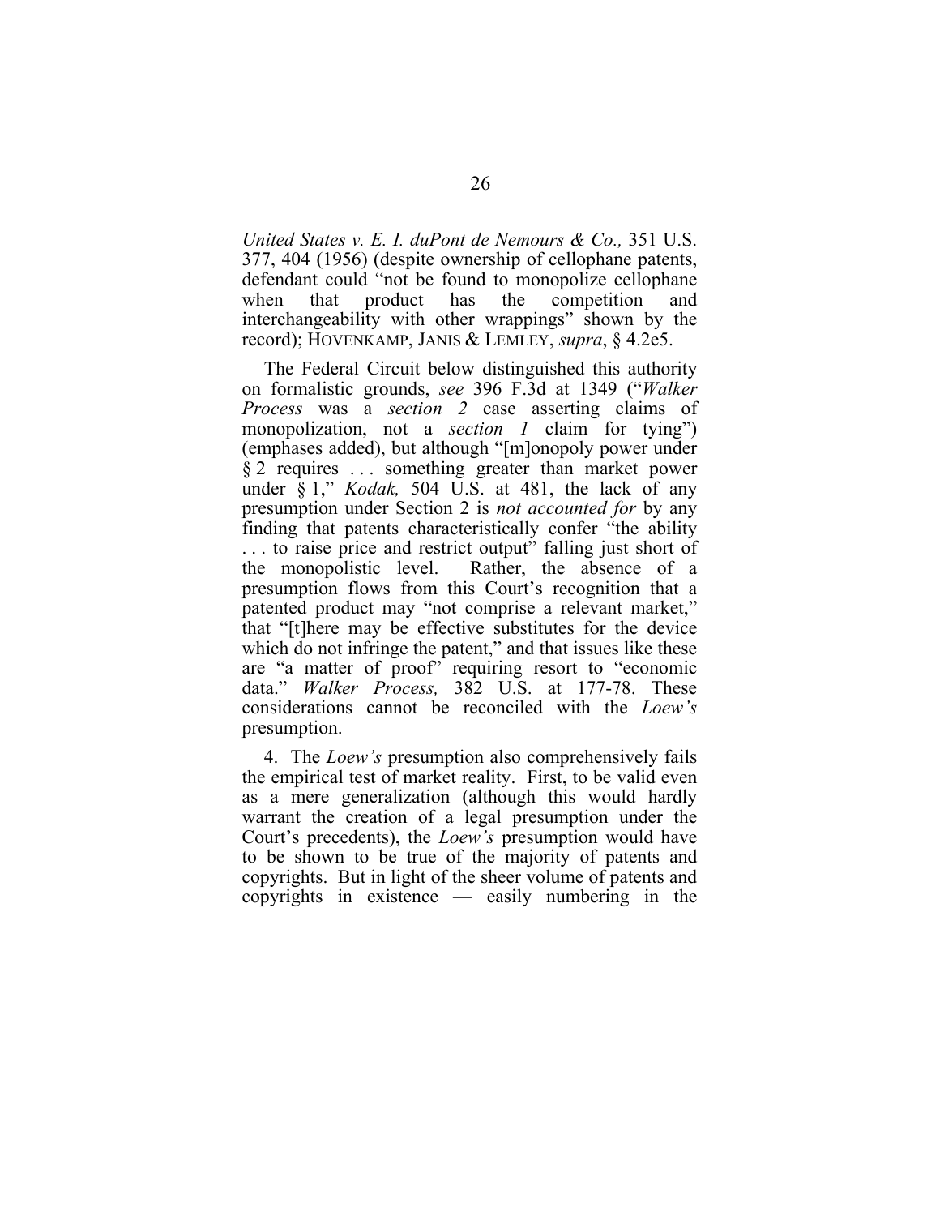*United States v. E. I. duPont de Nemours & Co.,* 351 U.S. 377, 404 (1956) (despite ownership of cellophane patents, defendant could "not be found to monopolize cellophane when that product has the competition and interchangeability with other wrappings" shown by the record); HOVENKAMP, JANIS & LEMLEY, *supra*, § 4.2e5.

The Federal Circuit below distinguished this authority on formalistic grounds, *see* 396 F.3d at 1349 ("*Walker Process* was a *section 2* case asserting claims of monopolization, not a *section 1* claim for tying") (emphases added), but although "[m]onopoly power under § 2 requires . . . something greater than market power under § 1," *Kodak,* 504 U.S. at 481, the lack of any presumption under Section 2 is *not accounted for* by any finding that patents characteristically confer "the ability . . . to raise price and restrict output" falling just short of the monopolistic level. Rather, the absence of a presumption flows from this Court's recognition that a patented product may "not comprise a relevant market," that "[t]here may be effective substitutes for the device which do not infringe the patent," and that issues like these are "a matter of proof" requiring resort to "economic data." *Walker Process,* 382 U.S. at 177-78. These considerations cannot be reconciled with the *Loew's* presumption.

4. The *Loew's* presumption also comprehensively fails the empirical test of market reality. First, to be valid even as a mere generalization (although this would hardly warrant the creation of a legal presumption under the Court's precedents), the *Loew's* presumption would have to be shown to be true of the majority of patents and copyrights. But in light of the sheer volume of patents and copyrights in existence — easily numbering in the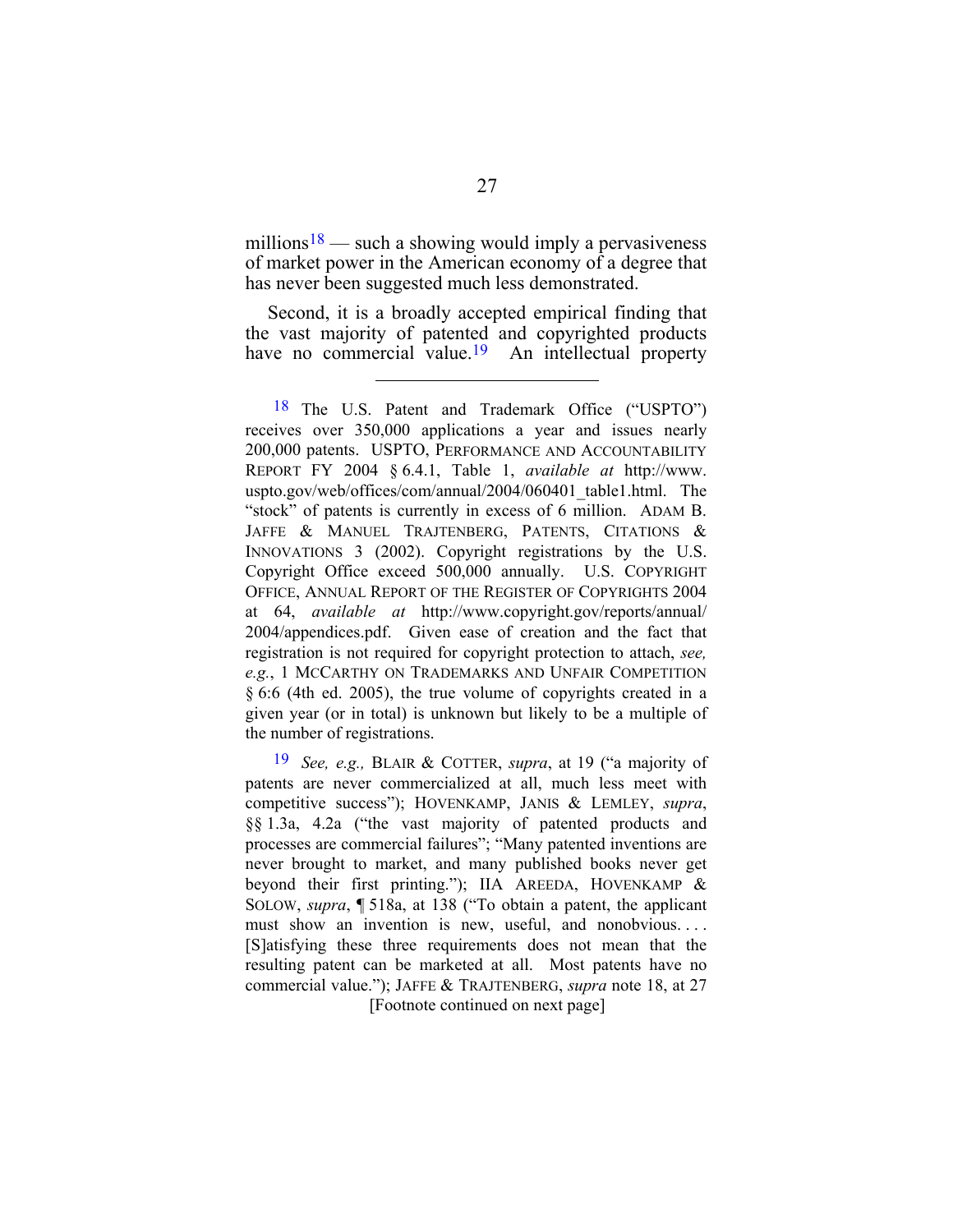millions[18] — such a showing would imply a pervasiveness of market power in the American economy of a degree that has never been suggested much less demonstrated.

Second, it is a broadly accepted empirical finding that the vast majority of patented and copyrighted products have no commercial value.[19] An intellectual property

---

[18] The U.S. Patent and Trademark Office ("USPTO") receives over 350,000 applications a year and issues nearly 200,000 patents. USPTO, PERFORMANCE AND ACCOUNTABILITY REPORT FY 2004 § 6.4.1, Table 1, *available at* http://www.uspto.gov/web/offices/com/annual/2004/060401_table1.html. The "stock" of patents is currently in excess of 6 million. ADAM B. JAFFE & MANUEL TRAJTENBERG, PATENTS, CITATIONS & INNOVATIONS 3 (2002). Copyright registrations by the U.S. Copyright Office exceed 500,000 annually. U.S. COPYRIGHT OFFICE, ANNUAL REPORT OF THE REGISTER OF COPYRIGHTS 2004 at 64, *available at* http://www.copyright.gov/reports/annual/2004/appendices.pdf. Given ease of creation and the fact that registration is not required for copyright protection to attach, *see, e.g.*, 1 MCCARTHY ON TRADEMARKS AND UNFAIR COMPETITION § 6:6 (4th ed. 2005), the true volume of copyrights created in a given year (or in total) is unknown but likely to be a multiple of the number of registrations.

[19] *See, e.g.,* BLAIR & COTTER, *supra*, at 19 ("a majority of patents are never commercialized at all, much less meet with competitive success"); HOVENKAMP, JANIS & LEMLEY, *supra*, §§ 1.3a, 4.2a ("the vast majority of patented products and processes are commercial failures"; "Many patented inventions are never brought to market, and many published books never get beyond their first printing."); IIA AREEDA, HOVENKAMP & SOLOW, *supra*, ¶ 518a, at 138 ("To obtain a patent, the applicant must show an invention is new, useful, and nonobvious. . . . [S]atisfying these three requirements does not mean that the resulting patent can be marketed at all. Most patents have no commercial value."); JAFFE & TRAJTENBERG, *supra* note 18, at 27

[Footnote continued on next page]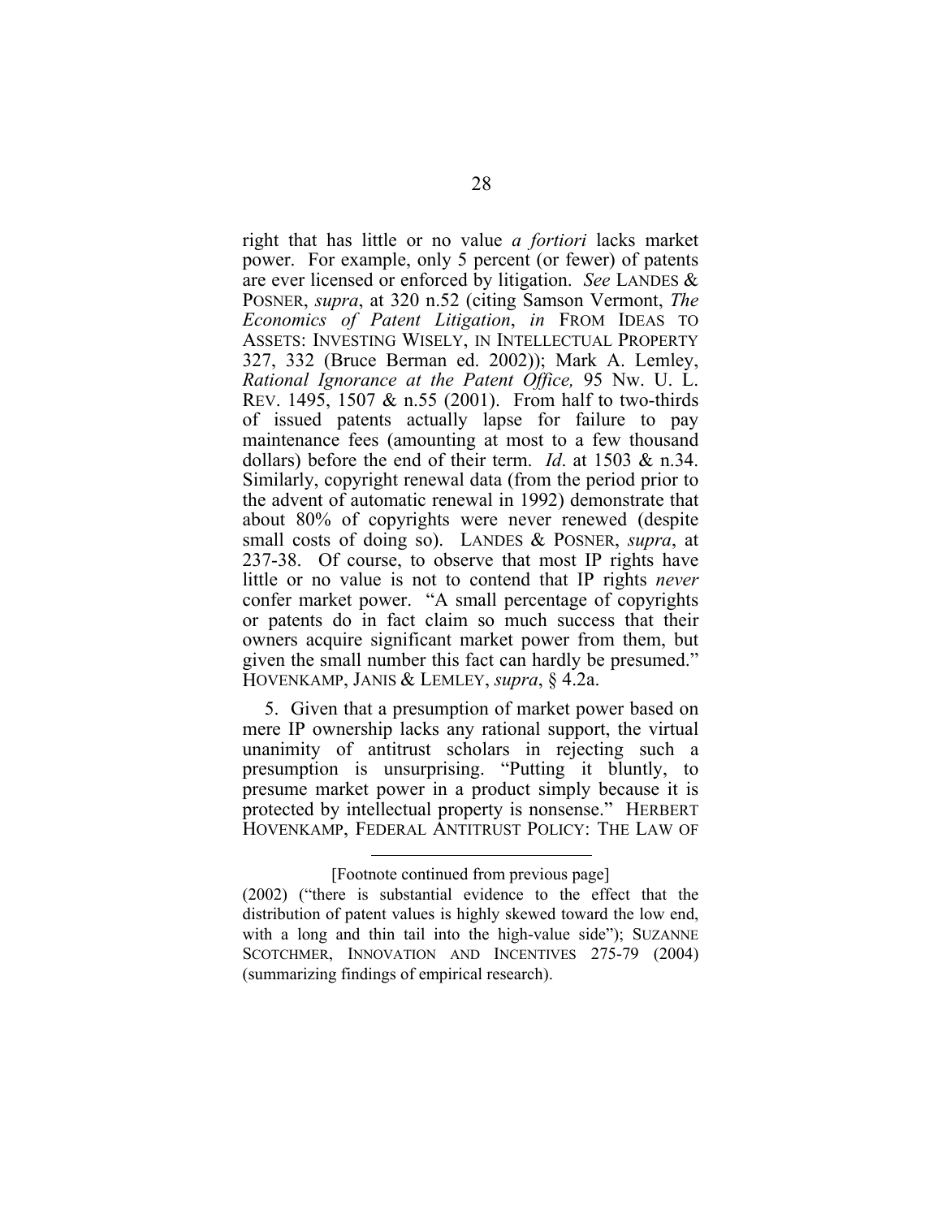right that has little or no value *a fortiori* lacks market power. For example, only 5 percent (or fewer) of patents are ever licensed or enforced by litigation. *See* LANDES & POSNER, *supra*, at 320 n.52 (citing Samson Vermont, *The Economics of Patent Litigation*, *in* FROM IDEAS TO ASSETS: INVESTING WISELY, IN INTELLECTUAL PROPERTY 327, 332 (Bruce Berman ed. 2002)); Mark A. Lemley, *Rational Ignorance at the Patent Office,* 95 Nw. U. L. REV. 1495, 1507 & n.55 (2001). From half to two-thirds of issued patents actually lapse for failure to pay maintenance fees (amounting at most to a few thousand dollars) before the end of their term. *Id*. at 1503 & n.34. Similarly, copyright renewal data (from the period prior to the advent of automatic renewal in 1992) demonstrate that about 80% of copyrights were never renewed (despite small costs of doing so). LANDES & POSNER, *supra*, at 237-38. Of course, to observe that most IP rights have little or no value is not to contend that IP rights *never* confer market power. "A small percentage of copyrights or patents do in fact claim so much success that their owners acquire significant market power from them, but given the small number this fact can hardly be presumed." HOVENKAMP, JANIS & LEMLEY, *supra*, § 4.2a.

5. Given that a presumption of market power based on mere IP ownership lacks any rational support, the virtual unanimity of antitrust scholars in rejecting such a presumption is unsurprising. "Putting it bluntly, to presume market power in a product simply because it is protected by intellectual property is nonsense." HERBERT HOVENKAMP, FEDERAL ANTITRUST POLICY: THE LAW OF

---

[Footnote continued from previous page]

(2002) ("there is substantial evidence to the effect that the distribution of patent values is highly skewed toward the low end, with a long and thin tail into the high-value side"); SUZANNE SCOTCHMER, INNOVATION AND INCENTIVES 275-79 (2004) (summarizing findings of empirical research).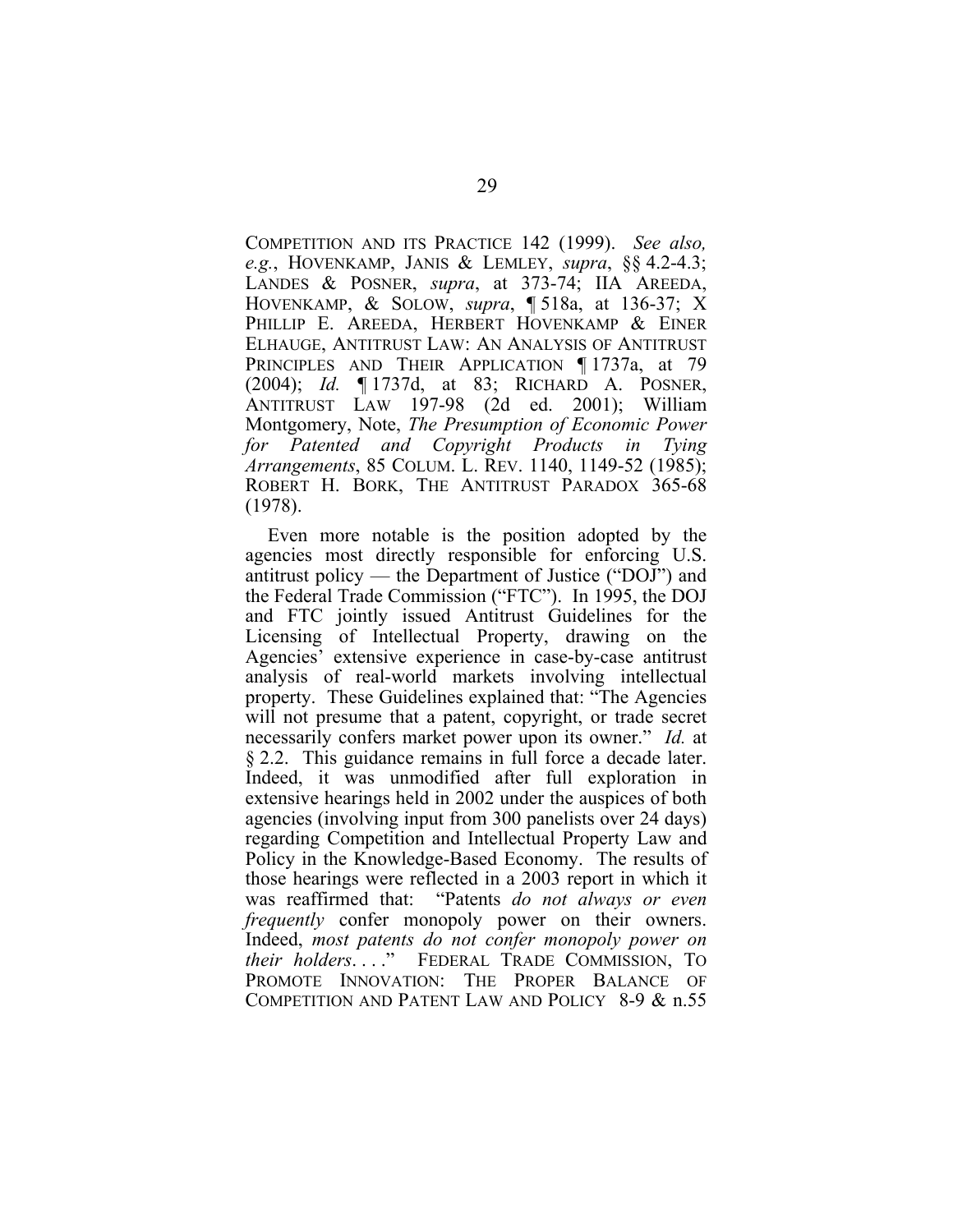COMPETITION AND ITS PRACTICE 142 (1999). *See also, e.g.*, HOVENKAMP, JANIS & LEMLEY, *supra*, §§ 4.2-4.3; LANDES & POSNER, *supra*, at 373-74; IIA AREEDA, HOVENKAMP, & SOLOW, *supra*, ¶ 518a, at 136-37; X PHILLIP E. AREEDA, HERBERT HOVENKAMP & EINER ELHAUGE, ANTITRUST LAW: AN ANALYSIS OF ANTITRUST PRINCIPLES AND THEIR APPLICATION ¶ 1737a, at 79 (2004); *Id.* ¶ 1737d, at 83; RICHARD A. POSNER, ANTITRUST LAW 197-98 (2d ed. 2001); William Montgomery, Note, *The Presumption of Economic Power for Patented and Copyright Products in Tying Arrangements*, 85 COLUM. L. REV. 1140, 1149-52 (1985); ROBERT H. BORK, THE ANTITRUST PARADOX 365-68 (1978).

Even more notable is the position adopted by the agencies most directly responsible for enforcing U.S. antitrust policy — the Department of Justice ("DOJ") and the Federal Trade Commission ("FTC"). In 1995, the DOJ and FTC jointly issued Antitrust Guidelines for the Licensing of Intellectual Property, drawing on the Agencies' extensive experience in case-by-case antitrust analysis of real-world markets involving intellectual property. These Guidelines explained that: "The Agencies will not presume that a patent, copyright, or trade secret necessarily confers market power upon its owner." *Id.* at § 2.2. This guidance remains in full force a decade later. Indeed, it was unmodified after full exploration in extensive hearings held in 2002 under the auspices of both agencies (involving input from 300 panelists over 24 days) regarding Competition and Intellectual Property Law and Policy in the Knowledge-Based Economy. The results of those hearings were reflected in a 2003 report in which it was reaffirmed that: "Patents *do not always or even frequently* confer monopoly power on their owners. Indeed, *most patents do not confer monopoly power on their holders*. . . ." FEDERAL TRADE COMMISSION, TO PROMOTE INNOVATION: THE PROPER BALANCE OF COMPETITION AND PATENT LAW AND POLICY 8-9 & n.55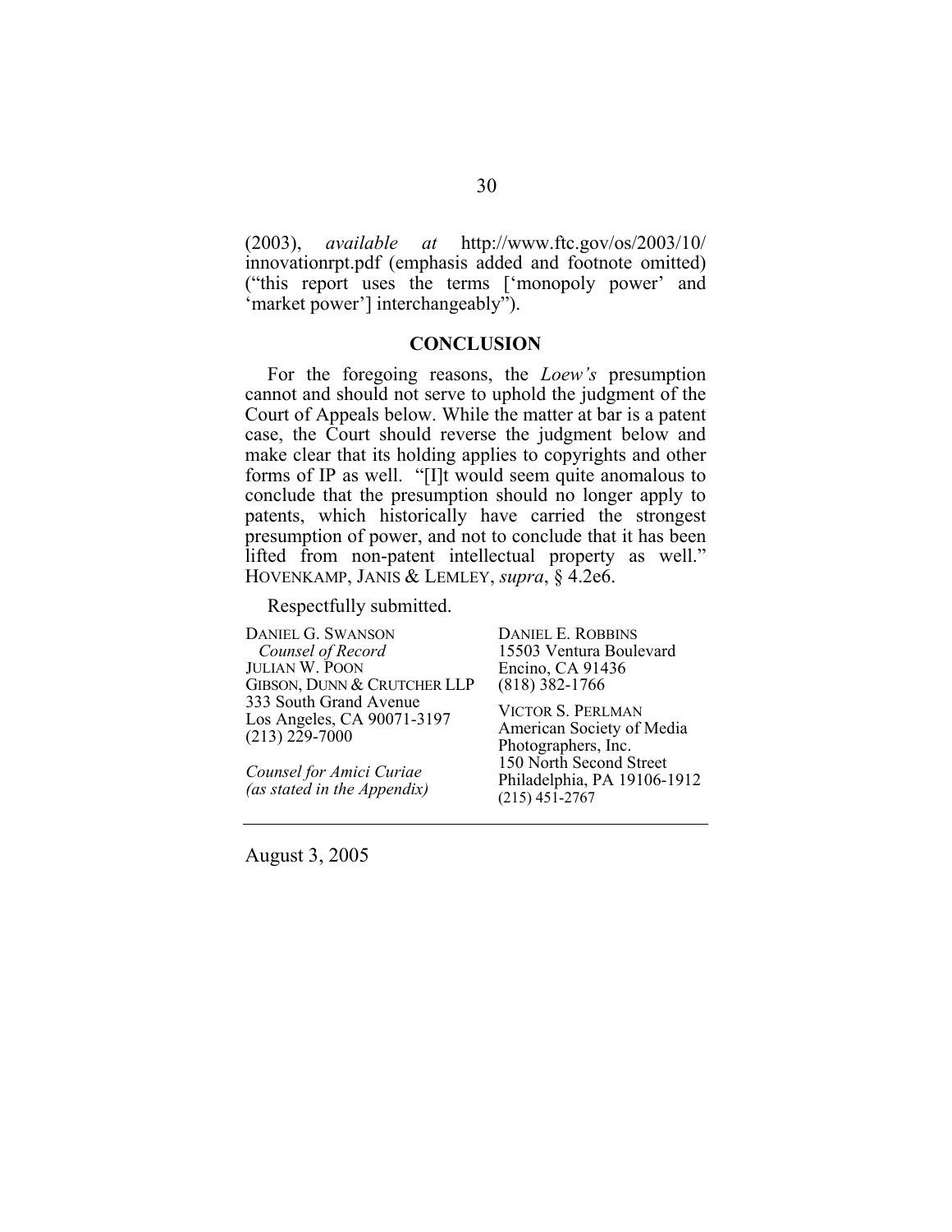(2003), *available at* http://www.ftc.gov/os/2003/10/innovationrpt.pdf (emphasis added and footnote omitted) ("this report uses the terms ['monopoly power' and 'market power'] interchangeably").

## CONCLUSION

For the foregoing reasons, the *Loew's* presumption cannot and should not serve to uphold the judgment of the Court of Appeals below. While the matter at bar is a patent case, the Court should reverse the judgment below and make clear that its holding applies to copyrights and other forms of IP as well. "[I]t would seem quite anomalous to conclude that the presumption should no longer apply to patents, which historically have carried the strongest presumption of power, and not to conclude that it has been lifted from non-patent intellectual property as well." HOVENKAMP, JANIS & LEMLEY, *supra*, § 4.2e6.

Respectfully submitted.

DANIEL G. SWANSON
*Counsel of Record*
JULIAN W. POON
GIBSON, DUNN & CRUTCHER LLP
333 South Grand Avenue
Los Angeles, CA 90071-3197
(213) 229-7000

*Counsel for Amici Curiae (as stated in the Appendix)*

DANIEL E. ROBBINS
15503 Ventura Boulevard
Encino, CA 91436
(818) 382-1766

VICTOR S. PERLMAN
American Society of Media Photographers, Inc.
150 North Second Street
Philadelphia, PA 19106-1912
(215) 451-2767

August 3, 2005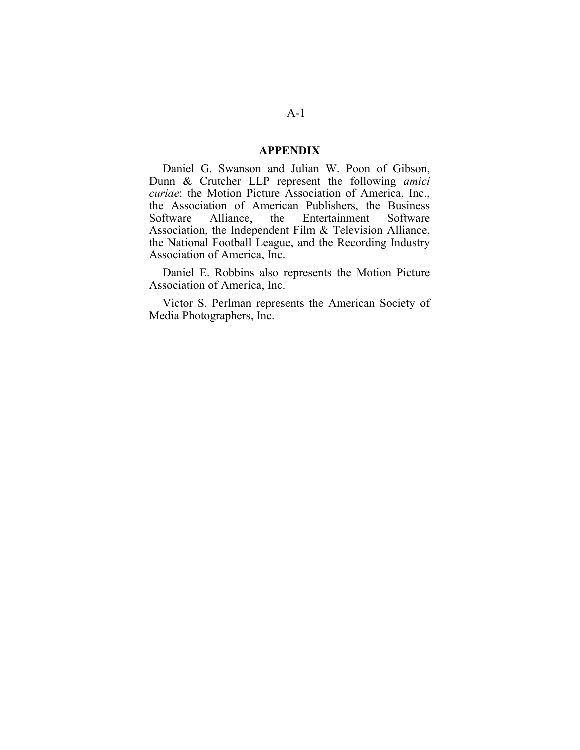## APPENDIX

Daniel G. Swanson and Julian W. Poon of Gibson, Dunn & Crutcher LLP represent the following *amici curiae*: the Motion Picture Association of America, Inc., the Association of American Publishers, the Business Software Alliance, the Entertainment Software Association, the Independent Film & Television Alliance, the National Football League, and the Recording Industry Association of America, Inc.

Daniel E. Robbins also represents the Motion Picture Association of America, Inc.

Victor S. Perlman represents the American Society of Media Photographers, Inc.